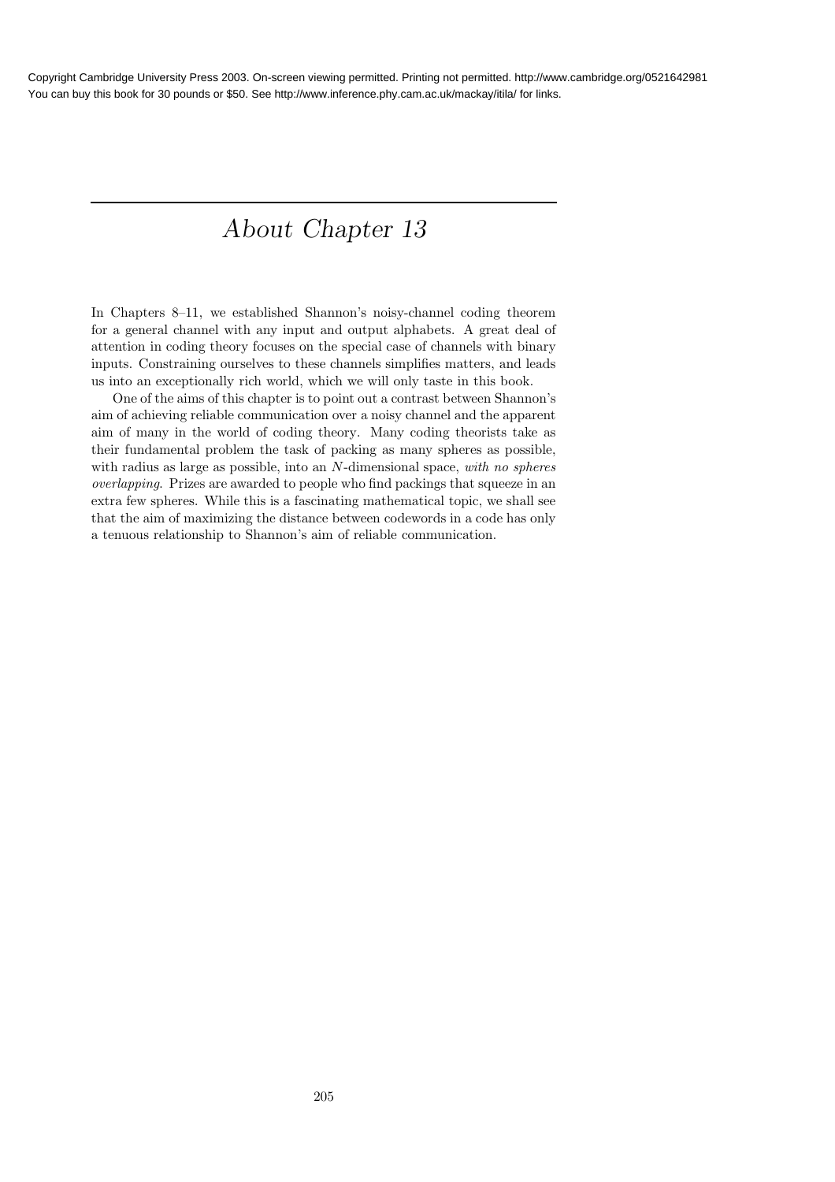# About Chapter 13

In Chapters 8–11, we established Shannon's noisy-channel coding theorem for a general channel with any input and output alphabets. A great deal of attention in coding theory focuses on the special case of channels with binary inputs. Constraining ourselves to these channels simplifies matters, and leads us into an exceptionally rich world, which we will only taste in this book.

One of the aims of this chapter is to point out a contrast between Shannon's aim of achieving reliable communication over a noisy channel and the apparent aim of many in the world of coding theory. Many coding theorists take as their fundamental problem the task of packing as many spheres as possible, with radius as large as possible, into an $N$-dimensional space, *with no spheres overlapping*. Prizes are awarded to people who find packings that squeeze in an extra few spheres. While this is a fascinating mathematical topic, we shall see that the aim of maximizing the distance between codewords in a code has only a tenuous relationship to Shannon's aim of reliable communication.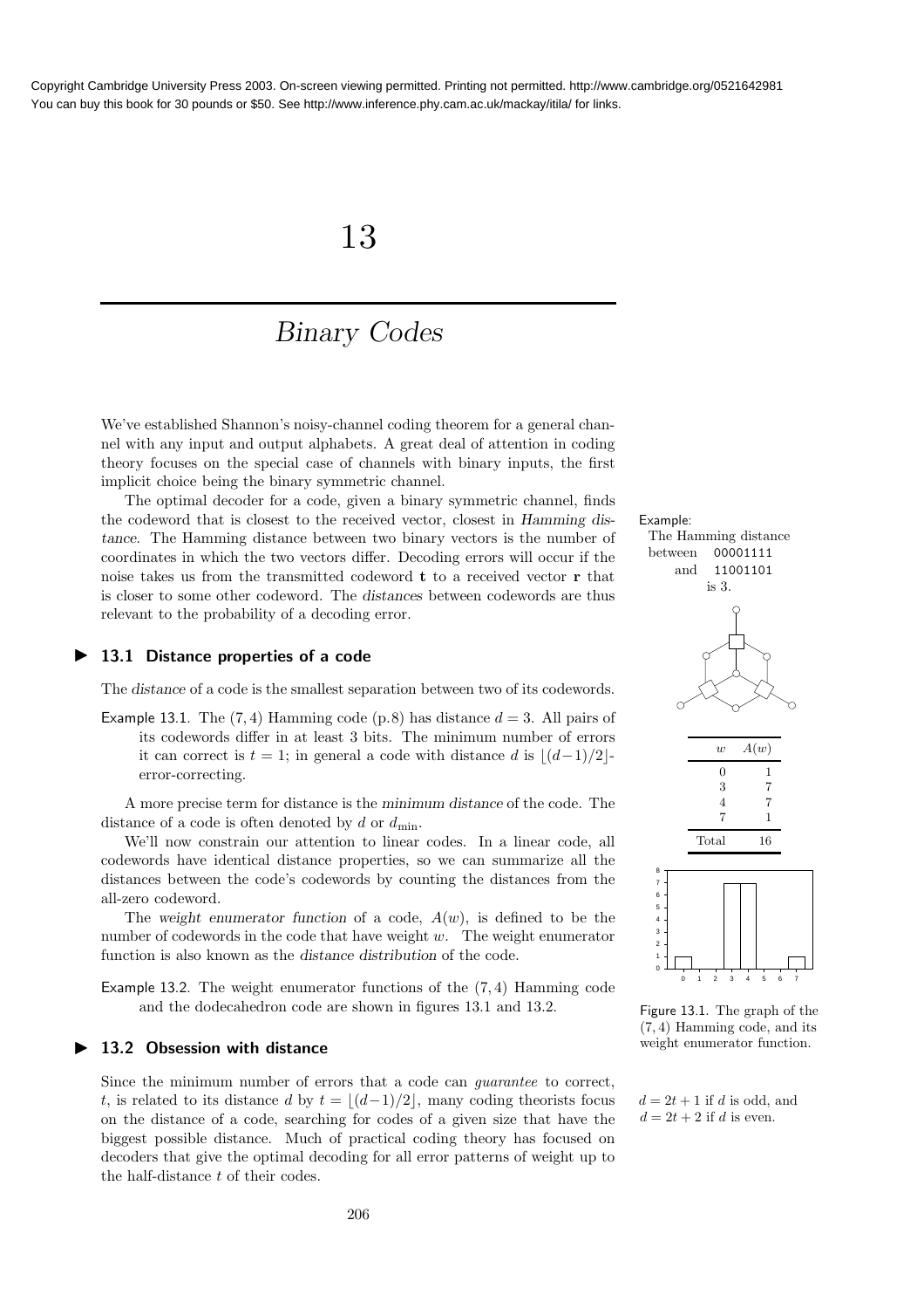Copyright Cambridge University Press 2003. On-screen viewing permitted. Printing not permitted. http://www.cambridge.org/0521642981
You can buy this book for 30 pounds or $50. See http://www.inference.phy.cam.ac.uk/mackay/itila/ for links.

# 13

# Binary Codes

We've established Shannon's noisy-channel coding theorem for a general channel with any input and output alphabets. A great deal of attention in coding theory focuses on the special case of channels with binary inputs, the first implicit choice being the binary symmetric channel.

The optimal decoder for a code, given a binary symmetric channel, finds the codeword that is closest to the received vector, closest in *Hamming distance*. The Hamming distance between two binary vectors is the number of coordinates in which the two vectors differ. Decoding errors will occur if the noise takes us from the transmitted codeword $\mathbf{t}$ to a received vector $\mathbf{r}$ that is closer to some other codeword. The *distances* between codewords are thus relevant to the probability of a decoding error.

Example:
The Hamming distance between `00001111` and `11001101` is 3.

## ▶ 13.1 Distance properties of a code

The *distance* of a code is the smallest separation between two of its codewords.

Example 13.1. The $(7,4)$ Hamming code (p.8) has distance $d = 3$. All pairs of its codewords differ in at least 3 bits. The minimum number of errors it can correct is $t = 1$; in general a code with distance $d$ is $\lfloor (d-1)/2 \rfloor$-error-correcting.

A more precise term for distance is the *minimum distance* of the code. The distance of a code is often denoted by $d$ or $d_{\min}$.

We'll now constrain our attention to linear codes. In a linear code, all codewords have identical distance properties, so we can summarize all the distances between the code's codewords by counting the distances from the all-zero codeword.

The *weight enumerator function* of a code, $A(w)$, is defined to be the number of codewords in the code that have weight $w$. The weight enumerator function is also known as the *distance distribution* of the code.

Example 13.2. The weight enumerator functions of the $(7,4)$ Hamming code and the dodecahedron code are shown in figures 13.1 and 13.2.

| $w$ | $A(w)$ |
|---|---|
| 0 | 1 |
| 3 | 7 |
| 4 | 7 |
| 7 | 1 |
| Total | 16 |

Figure 13.1. The graph of the $(7,4)$ Hamming code, and its weight enumerator function.

## ▶ 13.2 Obsession with distance

Since the minimum number of errors that a code can *guarantee* to correct, $t$, is related to its distance $d$ by $t = \lfloor (d-1)/2 \rfloor$, many coding theorists focus on the distance of a code, searching for codes of a given size that have the biggest possible distance. Much of practical coding theory has focused on decoders that give the optimal decoding for all error patterns of weight up to the half-distance $t$ of their codes.

$d = 2t + 1$ if $d$ is odd, and
$d = 2t + 2$ if $d$ is even.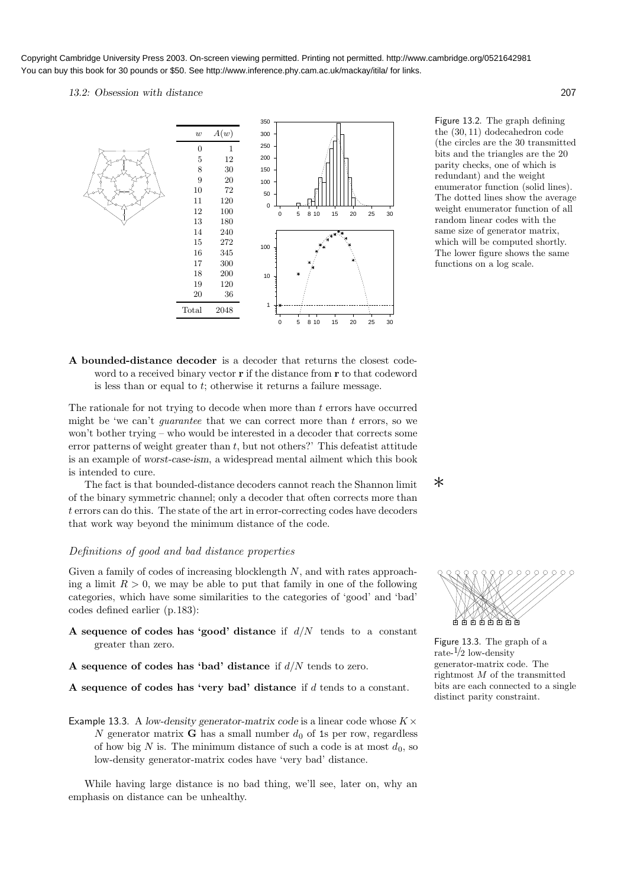Copyright Cambridge University Press 2003. On-screen viewing permitted. Printing not permitted. http://www.cambridge.org/0521642981
You can buy this book for 30 pounds or $50. See http://www.inference.phy.cam.ac.uk/mackay/itila/ for links.

| $w$ | $A(w)$ |
|---|---|
| 0 | 1 |
| 5 | 12 |
| 8 | 30 |
| 9 | 20 |
| 10 | 72 |
| 11 | 120 |
| 12 | 100 |
| 13 | 180 |
| 14 | 240 |
| 15 | 272 |
| 16 | 345 |
| 17 | 300 |
| 18 | 200 |
| 19 | 120 |
| 20 | 36 |
| Total | 2048 |

Figure 13.2. The graph defining the $(30, 11)$ dodecahedron code (the circles are the 30 transmitted bits and the triangles are the 20 parity checks, one of which is redundant) and the weight enumerator function (solid lines). The dotted lines show the average weight enumerator function of all random linear codes with the same size of generator matrix, which will be computed shortly. The lower figure shows the same functions on a log scale.

**A bounded-distance decoder** is a decoder that returns the closest codeword to a received binary vector $\mathbf{r}$ if the distance from $\mathbf{r}$ to that codeword is less than or equal to $t$; otherwise it returns a failure message.

The rationale for not trying to decode when more than $t$ errors have occurred might be 'we can't *guarantee* that we can correct more than $t$ errors, so we won't bother trying – who would be interested in a decoder that corrects some error patterns of weight greater than $t$, but not others?' This defeatist attitude is an example of *worst-case-ism*, a widespread mental ailment which this book is intended to cure.

The fact is that bounded-distance decoders cannot reach the Shannon limit of the binary symmetric channel; only a decoder that often corrects more than $t$ errors can do this. The state of the art in error-correcting codes have decoders that work way beyond the minimum distance of the code.

### *Definitions of good and bad distance properties*

Given a family of codes of increasing blocklength $N$, and with rates approaching a limit $R > 0$, we may be able to put that family in one of the following categories, which have some similarities to the categories of 'good' and 'bad' codes defined earlier (p.183):

**A sequence of codes has 'good' distance** if $d/N$ tends to a constant greater than zero.

**A sequence of codes has 'bad' distance** if $d/N$ tends to zero.

**A sequence of codes has 'very bad' distance** if $d$ tends to a constant.

Figure 13.3. The graph of a rate-$1/2$ low-density generator-matrix code. The rightmost $M$ of the transmitted bits are each connected to a single distinct parity constraint.

Example 13.3. A *low-density generator-matrix code* is a linear code whose $K \times N$ generator matrix $\mathbf{G}$ has a small number $d_0$ of 1s per row, regardless of how big $N$ is. The minimum distance of such a code is at most $d_0$, so low-density generator-matrix codes have 'very bad' distance.

While having large distance is no bad thing, we'll see, later on, why an emphasis on distance can be unhealthy.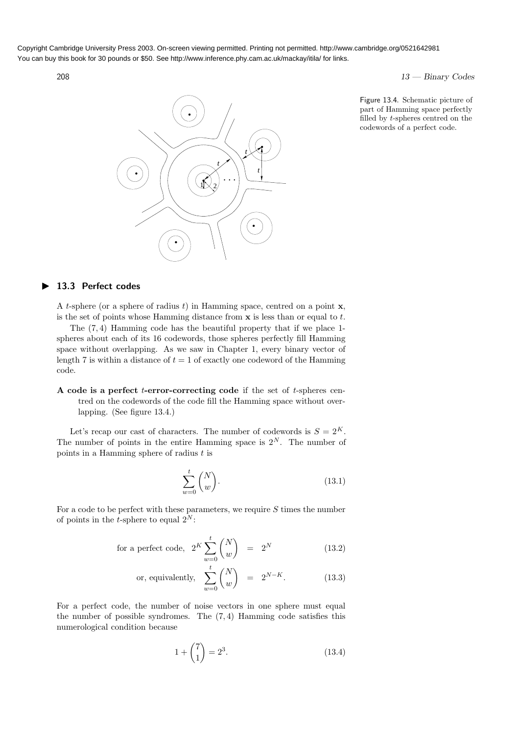Figure 13.4. Schematic picture of part of Hamming space perfectly filled by $t$-spheres centred on the codewords of a perfect code.

## ▶ 13.3 Perfect codes

A $t$-sphere (or a sphere of radius $t$) in Hamming space, centred on a point $\mathbf{x}$, is the set of points whose Hamming distance from $\mathbf{x}$ is less than or equal to $t$.

The $(7, 4)$ Hamming code has the beautiful property that if we place 1-spheres about each of its 16 codewords, those spheres perfectly fill Hamming space without overlapping. As we saw in Chapter 1, every binary vector of length 7 is within a distance of $t = 1$ of exactly one codeword of the Hamming code.

**A code is a perfect $t$-error-correcting code** if the set of $t$-spheres centred on the codewords of the code fill the Hamming space without overlapping. (See figure 13.4.)

Let's recap our cast of characters. The number of codewords is $S = 2^K$. The number of points in the entire Hamming space is $2^N$. The number of points in a Hamming sphere of radius $t$ is

$$\sum_{w=0}^{t} \binom{N}{w}. \tag{13.1}$$

For a code to be perfect with these parameters, we require $S$ times the number of points in the $t$-sphere to equal $2^N$:

$$\text{for a perfect code,} \quad 2^K \sum_{w=0}^{t} \binom{N}{w} = 2^N \tag{13.2}$$

$$\text{or, equivalently,} \quad \sum_{w=0}^{t} \binom{N}{w} = 2^{N-K}. \tag{13.3}$$

For a perfect code, the number of noise vectors in one sphere must equal the number of possible syndromes. The $(7, 4)$ Hamming code satisfies this numerological condition because

$$1 + \binom{7}{1} = 2^3. \tag{13.4}$$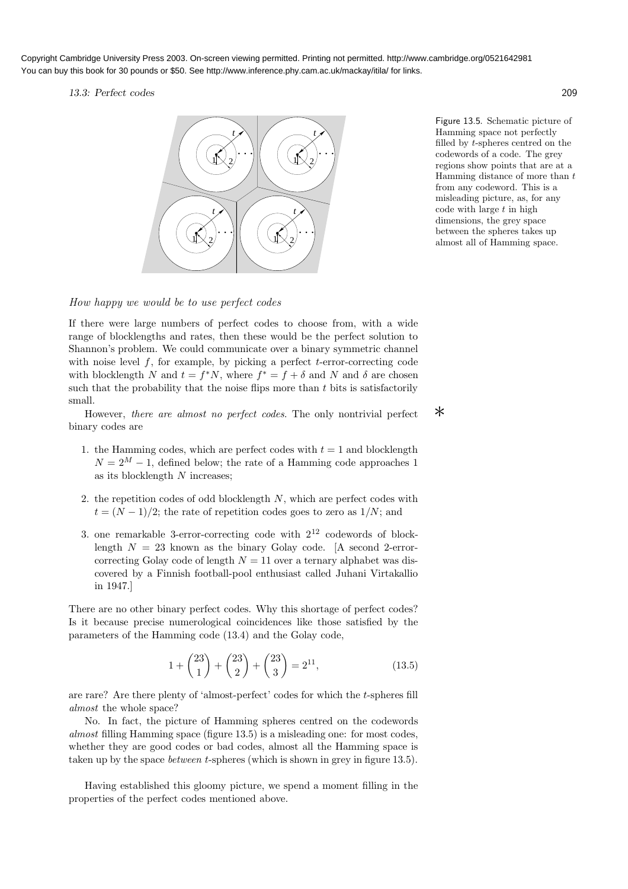Figure 13.5. Schematic picture of Hamming space not perfectly filled by $t$-spheres centred on the codewords of a code. The grey regions show points that are at a Hamming distance of more than $t$ from any codeword. This is a misleading picture, as, for any code with large $t$ in high dimensions, the grey space between the spheres takes up almost all of Hamming space.

*How happy we would be to use perfect codes*

If there were large numbers of perfect codes to choose from, with a wide range of blocklengths and rates, then these would be the perfect solution to Shannon's problem. We could communicate over a binary symmetric channel with noise level $f$, for example, by picking a perfect $t$-error-correcting code with blocklength $N$ and $t = f^* N$, where $f^* = f + \delta$ and $N$ and $\delta$ are chosen such that the probability that the noise flips more than $t$ bits is satisfactorily small.

However, *there are almost no perfect codes*. The only nontrivial perfect binary codes are

1. the Hamming codes, which are perfect codes with $t = 1$ and blocklength $N = 2^M - 1$, defined below; the rate of a Hamming code approaches 1 as its blocklength $N$ increases;
2. the repetition codes of odd blocklength $N$, which are perfect codes with $t = (N - 1)/2$; the rate of repetition codes goes to zero as $1/N$; and
3. one remarkable 3-error-correcting code with $2^{12}$ codewords of blocklength $N = 23$ known as the binary Golay code. [A second 2-error-correcting Golay code of length $N = 11$ over a ternary alphabet was discovered by a Finnish football-pool enthusiast called Juhani Virtakallio in 1947.]

There are no other binary perfect codes. Why this shortage of perfect codes? Is it because precise numerological coincidences like those satisfied by the parameters of the Hamming code (13.4) and the Golay code,

$$1 + \binom{23}{1} + \binom{23}{2} + \binom{23}{3} = 2^{11}, \tag{13.5}$$

are rare? Are there plenty of 'almost-perfect' codes for which the $t$-spheres fill *almost* the whole space?

No. In fact, the picture of Hamming spheres centred on the codewords *almost* filling Hamming space (figure 13.5) is a misleading one: for most codes, whether they are good codes or bad codes, almost all the Hamming space is taken up by the space *between* $t$-spheres (which is shown in grey in figure 13.5).

Having established this gloomy picture, we spend a moment filling in the properties of the perfect codes mentioned above.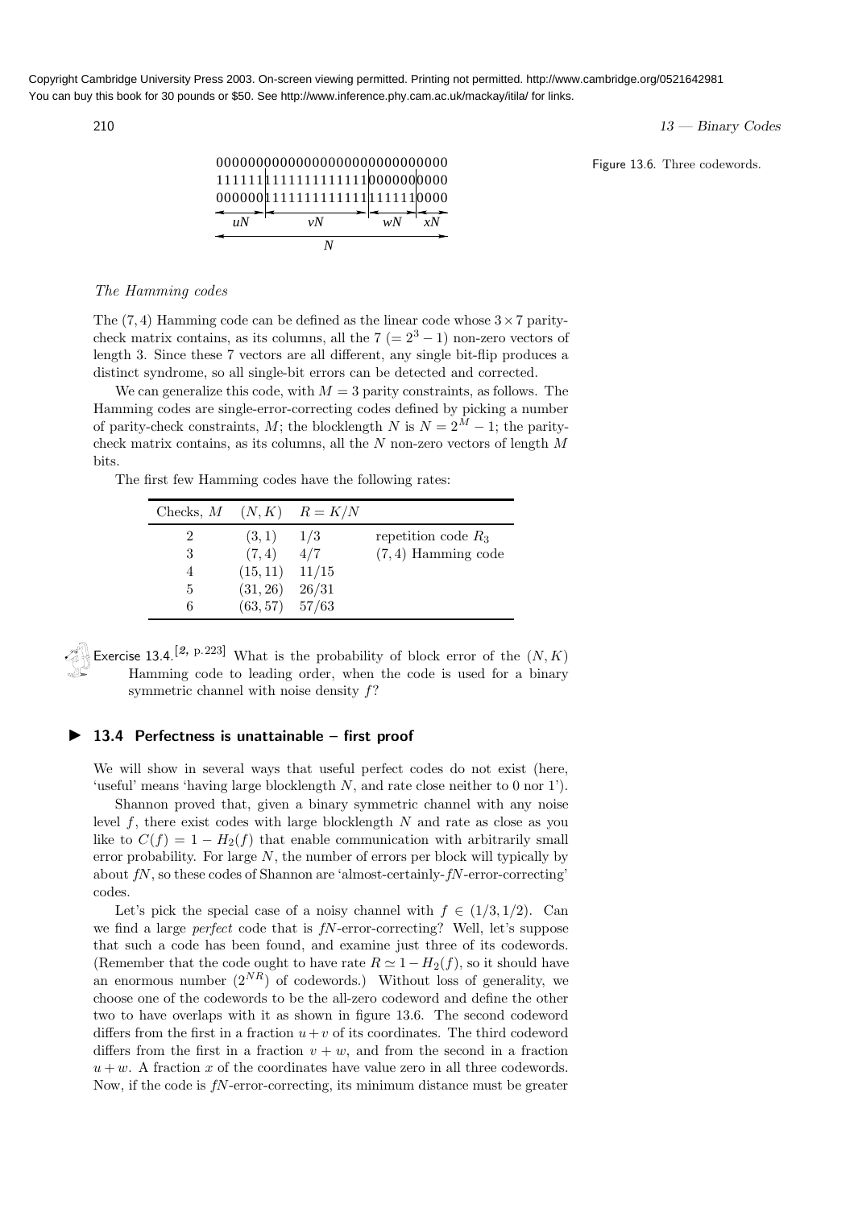```
000000000000000000000000000000
111111111111111111110000000000
000000111111111111111111110000
  uN        vN          wN   xN
               N
```

Figure 13.6. Three codewords.

*The Hamming codes*

The $(7, 4)$ Hamming code can be defined as the linear code whose $3 \times 7$ parity-check matrix contains, as its columns, all the $7$ $(= 2^3 - 1)$ non-zero vectors of length 3. Since these 7 vectors are all different, any single bit-flip produces a distinct syndrome, so all single-bit errors can be detected and corrected.

We can generalize this code, with $M = 3$ parity constraints, as follows. The Hamming codes are single-error-correcting codes defined by picking a number of parity-check constraints, $M$; the blocklength $N$ is $N = 2^M - 1$; the parity-check matrix contains, as its columns, all the $N$ non-zero vectors of length $M$ bits.

The first few Hamming codes have the following rates:

| Checks, $M$ | $(N, K)$ | $R = K/N$ | |
|---|---|---|---|
| 2 | $(3, 1)$ | $1/3$ | repetition code $R_3$ |
| 3 | $(7, 4)$ | $4/7$ | $(7, 4)$ Hamming code |
| 4 | $(15, 11)$ | $11/15$ | |
| 5 | $(31, 26)$ | $26/31$ | |
| 6 | $(63, 57)$ | $57/63$ | |

Exercise 13.4.[2, p.223] What is the probability of block error of the $(N, K)$ Hamming code to leading order, when the code is used for a binary symmetric channel with noise density $f$?

## ▶ 13.4 Perfectness is unattainable – first proof

We will show in several ways that useful perfect codes do not exist (here, 'useful' means 'having large blocklength $N$, and rate close neither to 0 nor 1').

Shannon proved that, given a binary symmetric channel with any noise level $f$, there exist codes with large blocklength $N$ and rate as close as you like to $C(f) = 1 - H_2(f)$ that enable communication with arbitrarily small error probability. For large $N$, the number of errors per block will typically by about $fN$, so these codes of Shannon are 'almost-certainly-$fN$-error-correcting' codes.

Let's pick the special case of a noisy channel with $f \in (1/3, 1/2)$. Can we find a large *perfect* code that is $fN$-error-correcting? Well, let's suppose that such a code has been found, and examine just three of its codewords. (Remember that the code ought to have rate $R \simeq 1 - H_2(f)$, so it should have an enormous number $(2^{NR})$ of codewords.) Without loss of generality, we choose one of the codewords to be the all-zero codeword and define the other two to have overlaps with it as shown in figure 13.6. The second codeword differs from the first in a fraction $u + v$ of its coordinates. The third codeword differs from the first in a fraction $v + w$, and from the second in a fraction $u + w$. A fraction $x$ of the coordinates have value zero in all three codewords. Now, if the code is $fN$-error-correcting, its minimum distance must be greater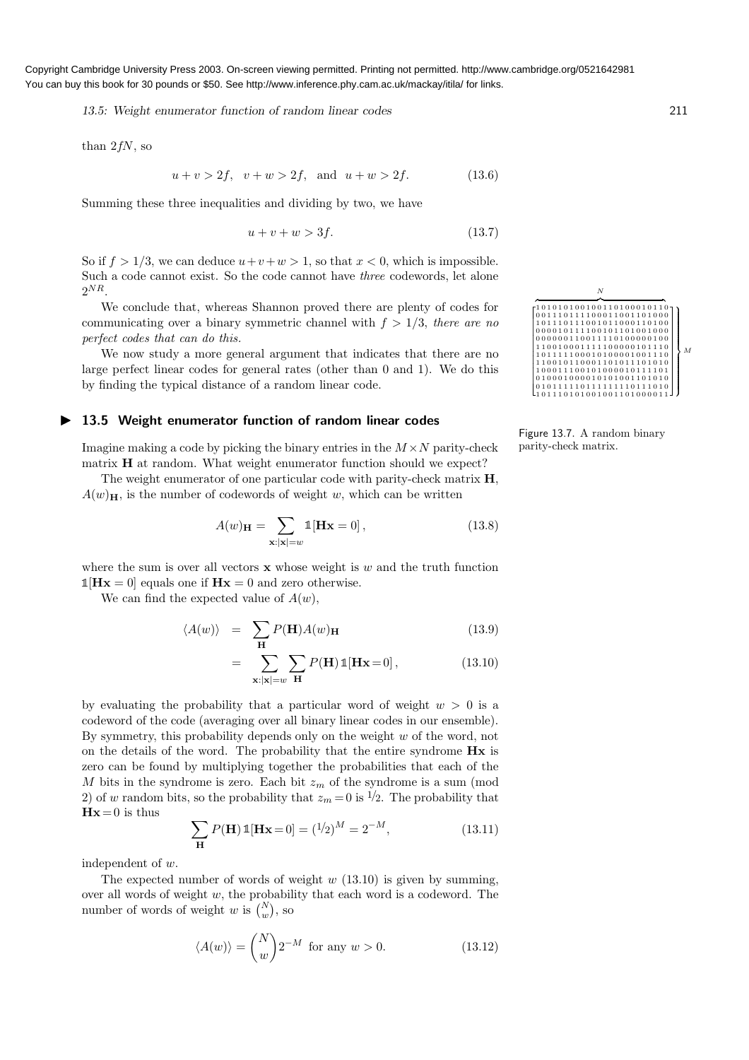than $2fN$, so

$$u + v > 2f, \quad v + w > 2f, \quad \text{and} \quad u + w > 2f. \tag{13.6}$$

Summing these three inequalities and dividing by two, we have

$$u + v + w > 3f. \tag{13.7}$$

So if $f > 1/3$, we can deduce $u+v+w > 1$, so that $x < 0$, which is impossible. Such a code cannot exist. So the code cannot have *three* codewords, let alone $2^{NR}$.

We conclude that, whereas Shannon proved there are plenty of codes for communicating over a binary symmetric channel with $f > 1/3$, *there are no perfect codes that can do this.*

We now study a more general argument that indicates that there are no large perfect linear codes for general rates (other than 0 and 1). We do this by finding the typical distance of a random linear code.

## ▶ 13.5 Weight enumerator function of random linear codes

$$\overbrace{\begin{bmatrix}
1\,0\,1\,0\,1\,0\,1\,0\,0\,1\,0\,0\,1\,1\,0\,1\,0\,0\,0\,1\,0\,1\,1\,0 \\
0\,0\,1\,1\,1\,0\,1\,1\,1\,1\,0\,0\,0\,1\,1\,0\,0\,1\,1\,0\,1\,0\,0\,0 \\
1\,0\,1\,1\,1\,0\,1\,1\,1\,0\,0\,1\,0\,1\,1\,0\,0\,0\,1\,1\,0\,1\,0\,0 \\
0\,0\,0\,0\,1\,0\,1\,1\,1\,1\,0\,0\,1\,0\,1\,1\,0\,1\,0\,0\,1\,0\,0\,0 \\
0\,0\,0\,0\,0\,0\,1\,1\,0\,0\,1\,1\,1\,1\,0\,1\,0\,0\,0\,0\,0\,1\,0\,0 \\
1\,1\,0\,0\,1\,0\,0\,0\,1\,1\,1\,1\,1\,0\,0\,0\,0\,0\,1\,0\,1\,1\,1\,0 \\
1\,0\,1\,1\,1\,1\,1\,0\,0\,0\,1\,0\,1\,0\,0\,0\,0\,1\,0\,0\,1\,1\,1\,0 \\
1\,1\,0\,0\,1\,0\,1\,1\,0\,0\,0\,1\,1\,0\,1\,0\,1\,1\,1\,0\,1\,0\,1\,0 \\
1\,0\,0\,0\,1\,1\,1\,0\,0\,1\,0\,1\,0\,0\,0\,0\,1\,0\,1\,1\,1\,1\,0\,1 \\
0\,1\,0\,0\,0\,1\,0\,0\,0\,0\,1\,0\,1\,0\,1\,0\,0\,1\,1\,0\,1\,0\,1\,0 \\
0\,1\,0\,1\,1\,1\,1\,1\,0\,1\,1\,1\,1\,1\,1\,1\,1\,0\,1\,1\,1\,0\,1\,0 \\
1\,0\,1\,1\,1\,0\,1\,0\,1\,0\,0\,1\,0\,0\,1\,1\,0\,1\,0\,0\,0\,0\,1\,1
\end{bmatrix}}^{N} \Bigg\} M$$

Figure 13.7. A random binary parity-check matrix.

Imagine making a code by picking the binary entries in the $M \times N$ parity-check matrix $\mathbf{H}$ at random. What weight enumerator function should we expect?

The weight enumerator of one particular code with parity-check matrix $\mathbf{H}$, $A(w)_{\mathbf{H}}$, is the number of codewords of weight $w$, which can be written

$$A(w)_{\mathbf{H}} = \sum_{\mathbf{x}:|\mathbf{x}|=w} \mathbb{1}[\mathbf{H}\mathbf{x} = 0], \tag{13.8}$$

where the sum is over all vectors $\mathbf{x}$ whose weight is $w$ and the truth function $\mathbb{1}[\mathbf{H}\mathbf{x} = 0]$ equals one if $\mathbf{H}\mathbf{x} = 0$ and zero otherwise.

We can find the expected value of $A(w)$,

$$\langle A(w) \rangle = \sum_{\mathbf{H}} P(\mathbf{H}) A(w)_{\mathbf{H}} \tag{13.9}$$

$$= \sum_{\mathbf{x}:|\mathbf{x}|=w} \sum_{\mathbf{H}} P(\mathbf{H}) \, \mathbb{1}[\mathbf{H}\mathbf{x} = 0], \tag{13.10}$$

by evaluating the probability that a particular word of weight $w > 0$ is a codeword of the code (averaging over all binary linear codes in our ensemble). By symmetry, this probability depends only on the weight $w$ of the word, not on the details of the word. The probability that the entire syndrome $\mathbf{H}\mathbf{x}$ is zero can be found by multiplying together the probabilities that each of the $M$ bits in the syndrome is zero. Each bit $z_m$ of the syndrome is a sum (mod 2) of $w$ random bits, so the probability that $z_m = 0$ is $1/2$. The probability that $\mathbf{H}\mathbf{x} = 0$ is thus

$$\sum_{\mathbf{H}} P(\mathbf{H}) \, \mathbb{1}[\mathbf{H}\mathbf{x} = 0] = (1/2)^M = 2^{-M}, \tag{13.11}$$

independent of $w$.

The expected number of words of weight $w$ (13.10) is given by summing, over all words of weight $w$, the probability that each word is a codeword. The number of words of weight $w$ is $\binom{N}{w}$, so

$$\langle A(w) \rangle = \binom{N}{w} 2^{-M} \text{ for any } w > 0. \tag{13.12}$$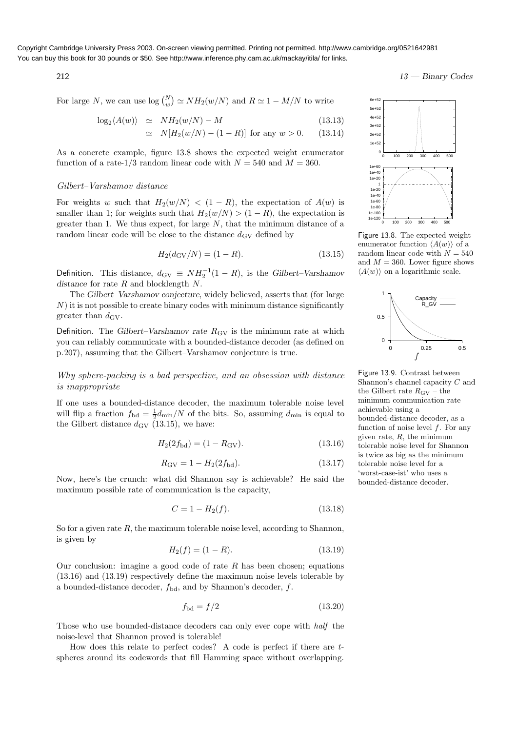For large $N$, we can use $\log \binom{N}{w} \simeq N H_2(w/N)$ and $R \simeq 1 - M/N$ to write

$$\log_2 \langle A(w) \rangle \simeq N H_2(w/N) - M \tag{13.13}$$

$$\simeq N[H_2(w/N) - (1-R)] \text{ for any } w > 0. \tag{13.14}$$

As a concrete example, figure 13.8 shows the expected weight enumerator function of a rate-1/3 random linear code with $N = 540$ and $M = 360$.

Figure 13.8. The expected weight enumerator function $\langle A(w) \rangle$ of a random linear code with $N = 540$ and $M = 360$. Lower figure shows $\langle A(w) \rangle$ on a logarithmic scale.

### *Gilbert–Varshamov distance*

For weights $w$ such that $H_2(w/N) < (1-R)$, the expectation of $A(w)$ is smaller than 1; for weights such that $H_2(w/N) > (1-R)$, the expectation is greater than 1. We thus expect, for large $N$, that the minimum distance of a random linear code will be close to the distance $d_{\rm GV}$ defined by

$$H_2(d_{\rm GV}/N) = (1-R). \tag{13.15}$$

**Definition**. This distance, $d_{\rm GV} \equiv N H_2^{-1}(1-R)$, is the *Gilbert–Varshamov distance* for rate $R$ and blocklength $N$.

The *Gilbert–Varshamov conjecture*, widely believed, asserts that (for large $N$) it is not possible to create binary codes with minimum distance significantly greater than $d_{\rm GV}$.

**Definition**. The *Gilbert–Varshamov rate* $R_{\rm GV}$ is the minimum rate at which you can reliably communicate with a bounded-distance decoder (as defined on p.207), assuming that the Gilbert–Varshamov conjecture is true.

### *Why sphere-packing is a bad perspective, and an obsession with distance is inappropriate*

If one uses a bounded-distance decoder, the maximum tolerable noise level will flip a fraction $f_{\rm bd} = \frac{1}{2} d_{\min}/N$ of the bits. So, assuming $d_{\min}$ is equal to the Gilbert distance $d_{\rm GV}$ (13.15), we have:

$$H_2(2f_{\rm bd}) = (1 - R_{\rm GV}). \tag{13.16}$$

$$R_{\rm GV} = 1 - H_2(2f_{\rm bd}). \tag{13.17}$$

Figure 13.9. Contrast between Shannon's channel capacity $C$ and the Gilbert rate $R_{\rm GV}$ – the minimum communication rate achievable using a bounded-distance decoder, as a function of noise level $f$. For any given rate, $R$, the minimum tolerable noise level for Shannon is twice as big as the minimum tolerable noise level for a 'worst-case-ist' who uses a bounded-distance decoder.

Now, here's the crunch: what did Shannon say is achievable? He said the maximum possible rate of communication is the capacity,

$$C = 1 - H_2(f). \tag{13.18}$$

So for a given rate $R$, the maximum tolerable noise level, according to Shannon, is given by

$$H_2(f) = (1 - R). \tag{13.19}$$

Our conclusion: imagine a good code of rate $R$ has been chosen; equations (13.16) and (13.19) respectively define the maximum noise levels tolerable by a bounded-distance decoder, $f_{\rm bd}$, and by Shannon's decoder, $f$.

$$f_{\rm bd} = f/2 \tag{13.20}$$

Those who use bounded-distance decoders can only ever cope with *half* the noise-level that Shannon proved is tolerable!

How does this relate to perfect codes? A code is perfect if there are $t$-spheres around its codewords that fill Hamming space without overlapping.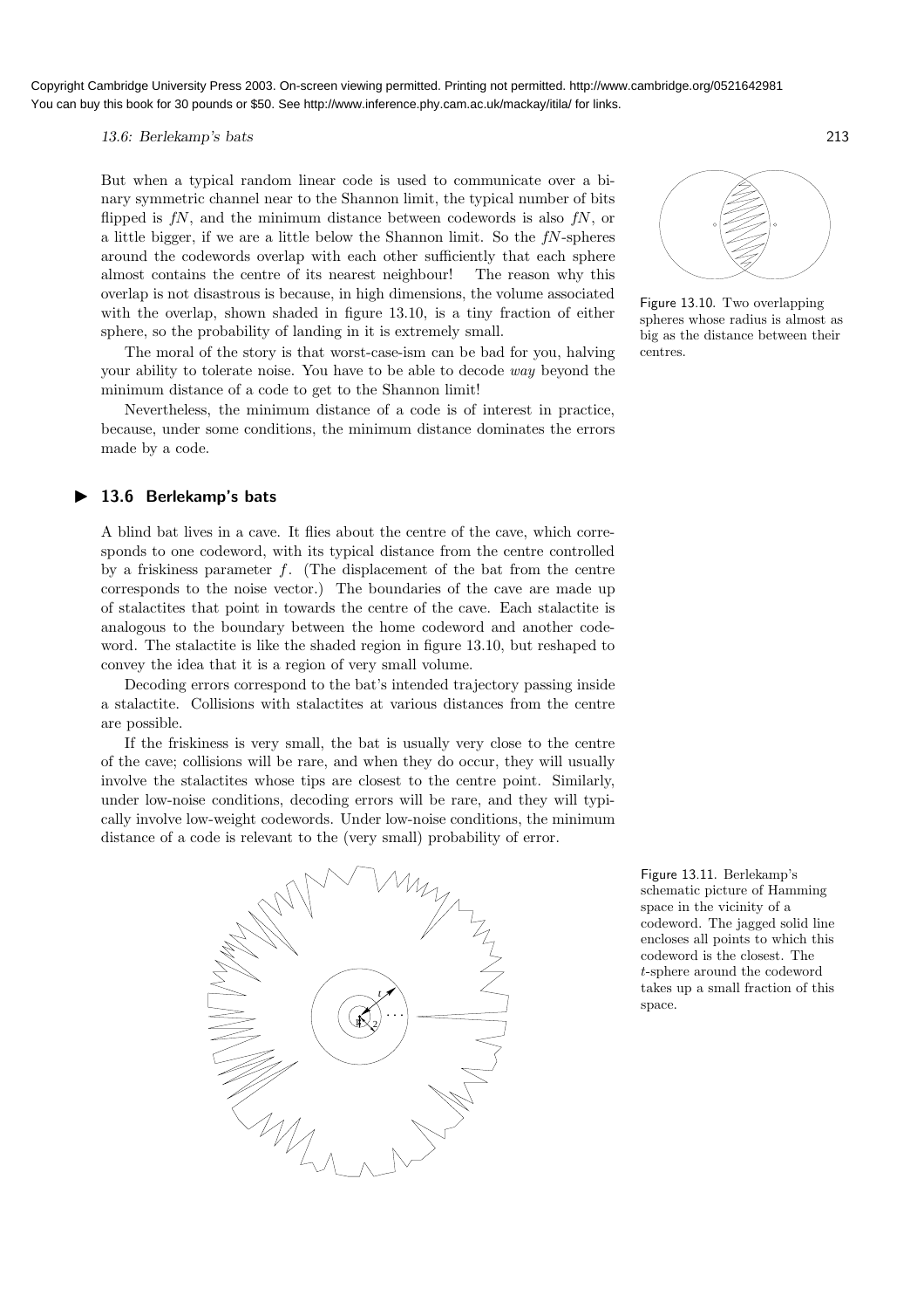But when a typical random linear code is used to communicate over a binary symmetric channel near to the Shannon limit, the typical number of bits flipped is $fN$, and the minimum distance between codewords is also $fN$, or a little bigger, if we are a little below the Shannon limit. So the $fN$-spheres around the codewords overlap with each other sufficiently that each sphere almost contains the centre of its nearest neighbour! The reason why this overlap is not disastrous is because, in high dimensions, the volume associated with the overlap, shown shaded in figure 13.10, is a tiny fraction of either sphere, so the probability of landing in it is extremely small.

Figure 13.10. Two overlapping spheres whose radius is almost as big as the distance between their centres.

The moral of the story is that worst-case-ism can be bad for you, halving your ability to tolerate noise. You have to be able to decode *way* beyond the minimum distance of a code to get to the Shannon limit!

Nevertheless, the minimum distance of a code is of interest in practice, because, under some conditions, the minimum distance dominates the errors made by a code.

## ▶ 13.6 Berlekamp's bats

A blind bat lives in a cave. It flies about the centre of the cave, which corresponds to one codeword, with its typical distance from the centre controlled by a friskiness parameter $f$. (The displacement of the bat from the centre corresponds to the noise vector.) The boundaries of the cave are made up of stalactites that point in towards the centre of the cave. Each stalactite is analogous to the boundary between the home codeword and another codeword. The stalactite is like the shaded region in figure 13.10, but reshaped to convey the idea that it is a region of very small volume.

Decoding errors correspond to the bat's intended trajectory passing inside a stalactite. Collisions with stalactites at various distances from the centre are possible.

If the friskiness is very small, the bat is usually very close to the centre of the cave; collisions will be rare, and when they do occur, they will usually involve the stalactites whose tips are closest to the centre point. Similarly, under low-noise conditions, decoding errors will be rare, and they will typically involve low-weight codewords. Under low-noise conditions, the minimum distance of a code is relevant to the (very small) probability of error.

$t$

1

2

...

Figure 13.11. Berlekamp's schematic picture of Hamming space in the vicinity of a codeword. The jagged solid line encloses all points to which this codeword is the closest. The $t$-sphere around the codeword takes up a small fraction of this space.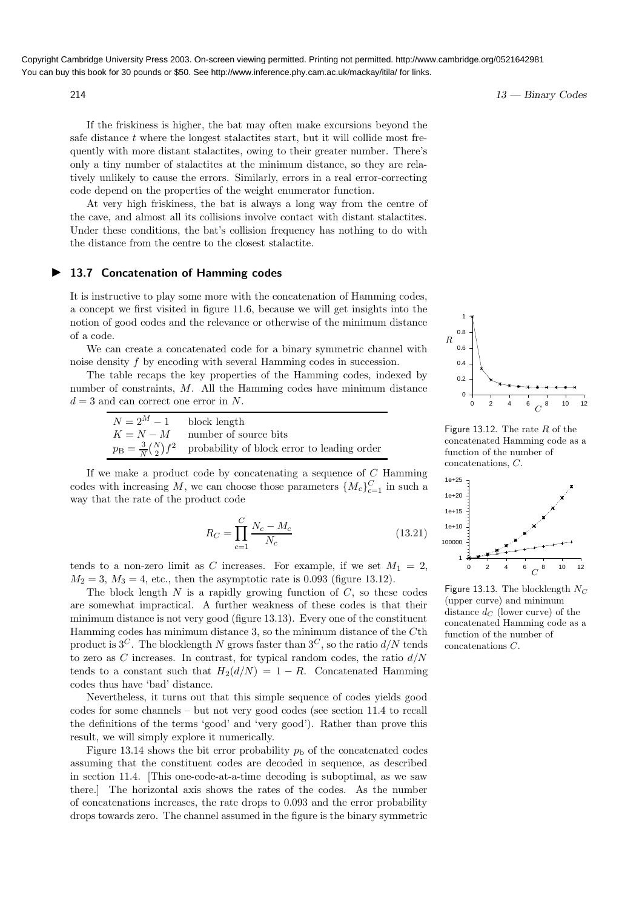If the friskiness is higher, the bat may often make excursions beyond the safe distance $t$ where the longest stalactites start, but it will collide most frequently with more distant stalactites, owing to their greater number. There's only a tiny number of stalactites at the minimum distance, so they are relatively unlikely to cause the errors. Similarly, errors in a real error-correcting code depend on the properties of the weight enumerator function.

At very high friskiness, the bat is always a long way from the centre of the cave, and almost all its collisions involve contact with distant stalactites. Under these conditions, the bat's collision frequency has nothing to do with the distance from the centre to the closest stalactite.

## ▶ 13.7 Concatenation of Hamming codes

It is instructive to play some more with the concatenation of Hamming codes, a concept we first visited in figure 11.6, because we will get insights into the notion of good codes and the relevance or otherwise of the minimum distance of a code.

We can create a concatenated code for a binary symmetric channel with noise density $f$ by encoding with several Hamming codes in succession.

The table recaps the key properties of the Hamming codes, indexed by number of constraints, $M$. All the Hamming codes have minimum distance $d = 3$ and can correct one error in $N$.

| | |
|---|---|
| $N = 2^M - 1$ | block length |
| $K = N - M$ | number of source bits |
| $p_{\rm B} = \frac{3}{N}\binom{N}{2} f^2$ | probability of block error to leading order |

If we make a product code by concatenating a sequence of $C$ Hamming codes with increasing $M$, we can choose those parameters $\{M_c\}_{c=1}^{C}$ in such a way that the rate of the product code

$$R_C = \prod_{c=1}^{C} \frac{N_c - M_c}{N_c} \tag{13.21}$$

tends to a non-zero limit as $C$ increases. For example, if we set $M_1 = 2$, $M_2 = 3$, $M_3 = 4$, etc., then the asymptotic rate is 0.093 (figure 13.12).

Figure 13.12. The rate $R$ of the concatenated Hamming code as a function of the number of concatenations, $C$.

The block length $N$ is a rapidly growing function of $C$, so these codes are somewhat impractical. A further weakness of these codes is that their minimum distance is not very good (figure 13.13). Every one of the constituent Hamming codes has minimum distance 3, so the minimum distance of the $C$th product is $3^C$. The blocklength $N$ grows faster than $3^C$, so the ratio $d/N$ tends to zero as $C$ increases. In contrast, for typical random codes, the ratio $d/N$ tends to a constant such that $H_2(d/N) = 1 - R$. Concatenated Hamming codes thus have 'bad' distance.

Figure 13.13. The blocklength $N_C$ (upper curve) and minimum distance $d_C$ (lower curve) of the concatenated Hamming code as a function of the number of concatenations $C$.

Nevertheless, it turns out that this simple sequence of codes yields good codes for some channels – but not very good codes (see section 11.4 to recall the definitions of the terms 'good' and 'very good'). Rather than prove this result, we will simply explore it numerically.

Figure 13.14 shows the bit error probability $p_{\rm b}$ of the concatenated codes assuming that the constituent codes are decoded in sequence, as described in section 11.4. [This one-code-at-a-time decoding is suboptimal, as we saw there.] The horizontal axis shows the rates of the codes. As the number of concatenations increases, the rate drops to 0.093 and the error probability drops towards zero. The channel assumed in the figure is the binary symmetric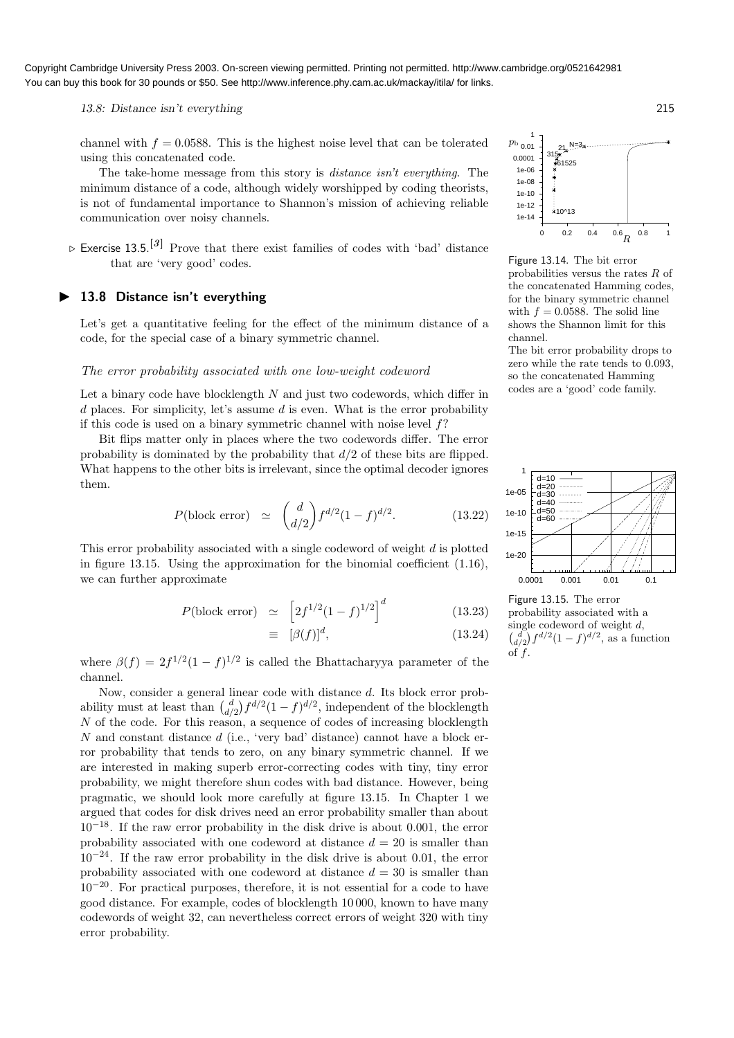channel with $f = 0.0588$. This is the highest noise level that can be tolerated using this concatenated code.

The take-home message from this story is *distance isn't everything*. The minimum distance of a code, although widely worshipped by coding theorists, is not of fundamental importance to Shannon's mission of achieving reliable communication over noisy channels.

▷ Exercise 13.5.[3] Prove that there exist families of codes with 'bad' distance that are 'very good' codes.

Figure 13.14. The bit error probabilities versus the rates $R$ of the concatenated Hamming codes, for the binary symmetric channel with $f = 0.0588$. The solid line shows the Shannon limit for this channel.
The bit error probability drops to zero while the rate tends to 0.093, so the concatenated Hamming codes are a 'good' code family.

## ▶ 13.8 Distance isn't everything

Let's get a quantitative feeling for the effect of the minimum distance of a code, for the special case of a binary symmetric channel.

### *The error probability associated with one low-weight codeword*

Let a binary code have blocklength $N$ and just two codewords, which differ in $d$ places. For simplicity, let's assume $d$ is even. What is the error probability if this code is used on a binary symmetric channel with noise level $f$?

Bit flips matter only in places where the two codewords differ. The error probability is dominated by the probability that $d/2$ of these bits are flipped. What happens to the other bits is irrelevant, since the optimal decoder ignores them.

$$P(\text{block error}) \;\simeq\; \binom{d}{d/2} f^{d/2}(1-f)^{d/2}. \qquad (13.22)$$

This error probability associated with a single codeword of weight $d$ is plotted in figure 13.15. Using the approximation for the binomial coefficient (1.16), we can further approximate

$$P(\text{block error}) \;\simeq\; \left[2f^{1/2}(1-f)^{1/2}\right]^d \qquad (13.23)$$

$$\equiv\; [\beta(f)]^d, \qquad (13.24)$$

where $\beta(f) = 2f^{1/2}(1-f)^{1/2}$ is called the Bhattacharyya parameter of the channel.

Figure 13.15. The error probability associated with a single codeword of weight $d$, $\binom{d}{d/2} f^{d/2}(1-f)^{d/2}$, as a function of $f$.

Now, consider a general linear code with distance $d$. Its block error probability must at least than $\binom{d}{d/2} f^{d/2}(1-f)^{d/2}$, independent of the blocklength $N$ of the code. For this reason, a sequence of codes of increasing blocklength $N$ and constant distance $d$ (i.e., 'very bad' distance) cannot have a block error probability that tends to zero, on any binary symmetric channel. If we are interested in making superb error-correcting codes with tiny, tiny error probability, we might therefore shun codes with bad distance. However, being pragmatic, we should look more carefully at figure 13.15. In Chapter 1 we argued that codes for disk drives need an error probability smaller than about $10^{-18}$. If the raw error probability in the disk drive is about 0.001, the error probability associated with one codeword at distance $d = 20$ is smaller than $10^{-24}$. If the raw error probability in the disk drive is about 0.01, the error probability associated with one codeword at distance $d = 30$ is smaller than $10^{-20}$. For practical purposes, therefore, it is not essential for a code to have good distance. For example, codes of blocklength 10 000, known to have many codewords of weight 32, can nevertheless correct errors of weight 320 with tiny error probability.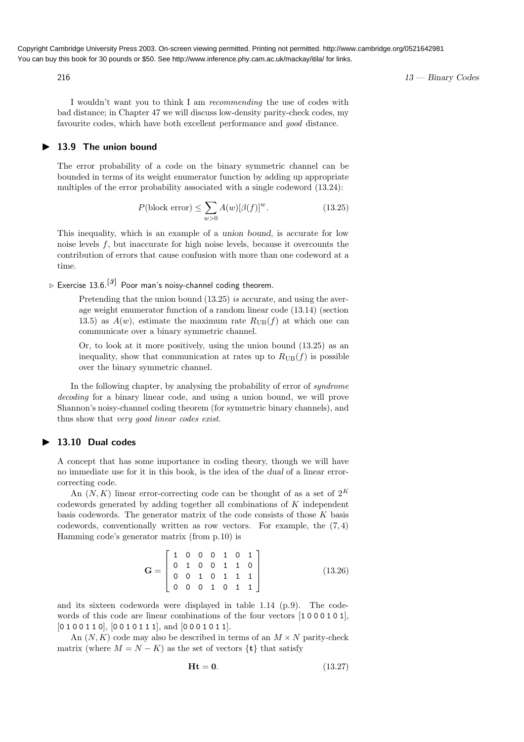I wouldn't want you to think I am *recommending* the use of codes with bad distance; in Chapter 47 we will discuss low-density parity-check codes, my favourite codes, which have both excellent performance and *good* distance.

## ▶ 13.9 The union bound

The error probability of a code on the binary symmetric channel can be bounded in terms of its weight enumerator function by adding up appropriate multiples of the error probability associated with a single codeword (13.24):

$$P(\text{block error}) \leq \sum_{w>0} A(w)[\beta(f)]^w. \tag{13.25}$$

This inequality, which is an example of a union bound, is accurate for low noise levels $f$, but inaccurate for high noise levels, because it overcounts the contribution of errors that cause confusion with more than one codeword at a time.

▷ Exercise 13.6.[3] Poor man's noisy-channel coding theorem.

> Pretending that the union bound (13.25) *is* accurate, and using the average weight enumerator function of a random linear code (13.14) (section 13.5) as $A(w)$, estimate the maximum rate $R_{\text{UB}}(f)$ at which one can communicate over a binary symmetric channel.
>
> Or, to look at it more positively, using the union bound (13.25) as an inequality, show that communication at rates up to $R_{\text{UB}}(f)$ is possible over the binary symmetric channel.

In the following chapter, by analysing the probability of error of *syndrome decoding* for a binary linear code, and using a union bound, we will prove Shannon's noisy-channel coding theorem (for symmetric binary channels), and thus show that *very good linear codes exist*.

## ▶ 13.10 Dual codes

A concept that has some importance in coding theory, though we will have no immediate use for it in this book, is the idea of the dual of a linear error-correcting code.

An $(N, K)$ linear error-correcting code can be thought of as a set of $2^K$ codewords generated by adding together all combinations of $K$ independent basis codewords. The generator matrix of the code consists of those $K$ basis codewords, conventionally written as row vectors. For example, the $(7, 4)$ Hamming code's generator matrix (from p.10) is

$$\mathbf{G} = \begin{bmatrix} 1 & 0 & 0 & 0 & 1 & 0 & 1 \\ 0 & 1 & 0 & 0 & 1 & 1 & 0 \\ 0 & 0 & 1 & 0 & 1 & 1 & 1 \\ 0 & 0 & 0 & 1 & 0 & 1 & 1 \end{bmatrix} \tag{13.26}$$

and its sixteen codewords were displayed in table 1.14 (p.9). The codewords of this code are linear combinations of the four vectors [1 0 0 0 1 0 1], [0 1 0 0 1 1 0], [0 0 1 0 1 1 1], and [0 0 0 1 0 1 1].

An $(N, K)$ code may also be described in terms of an $M \times N$ parity-check matrix (where $M = N - K$) as the set of vectors $\{\mathbf{t}\}$ that satisfy

$$\mathbf{H}\mathbf{t} = \mathbf{0}. \tag{13.27}$$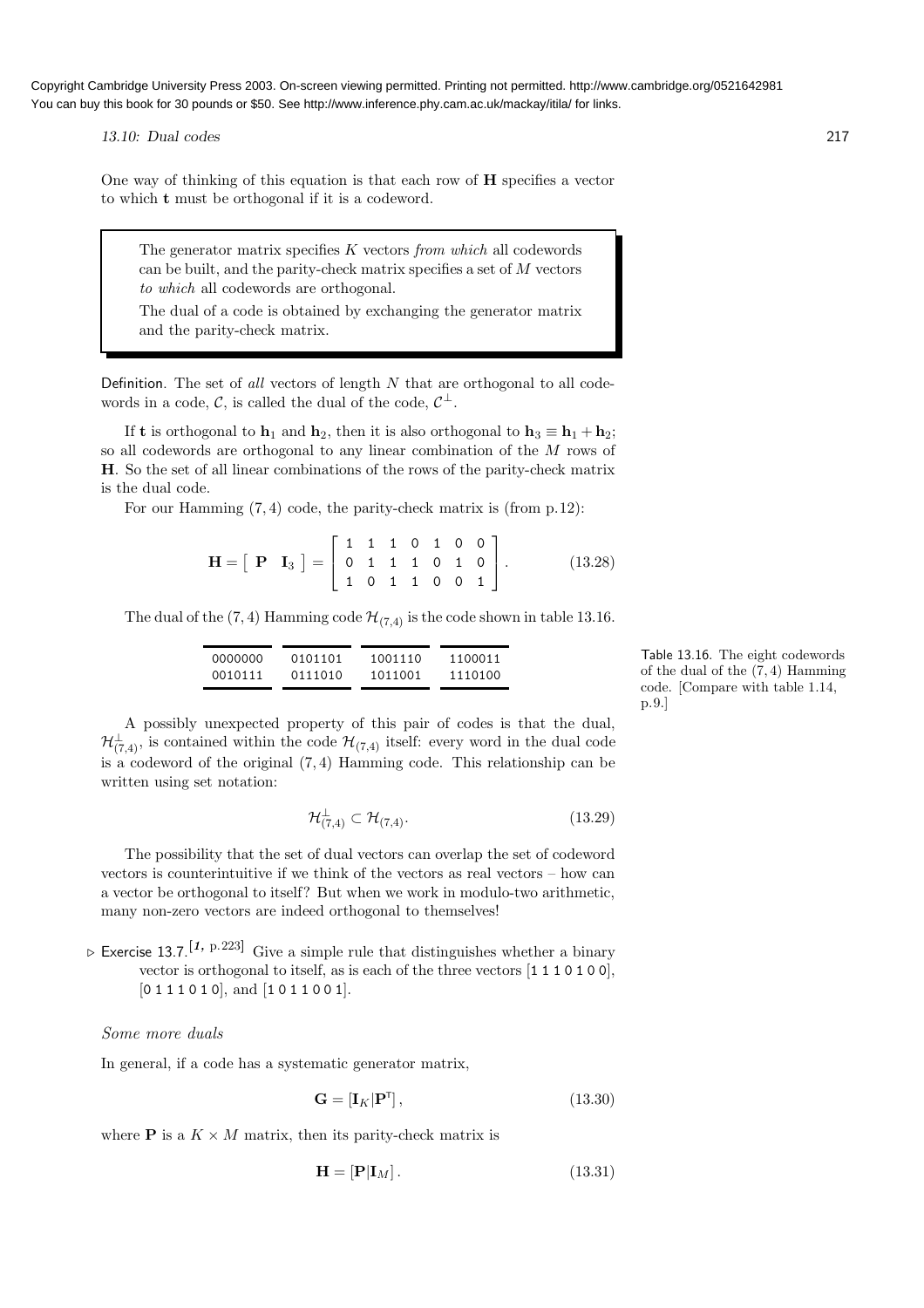One way of thinking of this equation is that each row of $\mathbf{H}$ specifies a vector to which $\mathbf{t}$ must be orthogonal if it is a codeword.

> The generator matrix specifies $K$ vectors *from which* all codewords can be built, and the parity-check matrix specifies a set of $M$ vectors *to which* all codewords are orthogonal.
>
> The dual of a code is obtained by exchanging the generator matrix and the parity-check matrix.

Definition. The set of *all* vectors of length $N$ that are orthogonal to all codewords in a code, $\mathcal{C}$, is called the dual of the code, $\mathcal{C}^{\perp}$.

If $\mathbf{t}$ is orthogonal to $\mathbf{h}_1$ and $\mathbf{h}_2$, then it is also orthogonal to $\mathbf{h}_3 \equiv \mathbf{h}_1 + \mathbf{h}_2$; so all codewords are orthogonal to any linear combination of the $M$ rows of $\mathbf{H}$. So the set of all linear combinations of the rows of the parity-check matrix is the dual code.

For our Hamming $(7, 4)$ code, the parity-check matrix is (from p.12):

$$\mathbf{H} = \left[ \begin{array}{cc} \mathbf{P} & \mathbf{I}_3 \end{array} \right] = \left[ \begin{array}{ccccccc} 1 & 1 & 1 & 0 & 1 & 0 & 0 \\ 0 & 1 & 1 & 1 & 0 & 1 & 0 \\ 1 & 0 & 1 & 1 & 0 & 0 & 1 \end{array} \right]. \tag{13.28}$$

The dual of the $(7, 4)$ Hamming code $\mathcal{H}_{(7,4)}$ is the code shown in table 13.16.

| | | | |
|---|---|---|---|
| 0000000 | 0101101 | 1001110 | 1100011 |
| 0010111 | 0111010 | 1011001 | 1110100 |

Table 13.16. The eight codewords of the dual of the $(7, 4)$ Hamming code. [Compare with table 1.14, p.9.]

A possibly unexpected property of this pair of codes is that the dual, $\mathcal{H}^{\perp}_{(7,4)}$, is contained within the code $\mathcal{H}_{(7,4)}$ itself: every word in the dual code is a codeword of the original $(7, 4)$ Hamming code. This relationship can be written using set notation:

$$\mathcal{H}^{\perp}_{(7,4)} \subset \mathcal{H}_{(7,4)}. \tag{13.29}$$

The possibility that the set of dual vectors can overlap the set of codeword vectors is counterintuitive if we think of the vectors as real vectors – how can a vector be orthogonal to itself? But when we work in modulo-two arithmetic, many non-zero vectors are indeed orthogonal to themselves!

▷ Exercise 13.7.[1, p.223] Give a simple rule that distinguishes whether a binary vector is orthogonal to itself, as is each of the three vectors [1 1 1 0 1 0 0], [0 1 1 1 0 1 0], and [1 0 1 1 0 0 1].

### Some more duals

In general, if a code has a systematic generator matrix,

$$\mathbf{G} = \left[\mathbf{I}_K | \mathbf{P}^{\mathsf{T}}\right], \tag{13.30}$$

where $\mathbf{P}$ is a $K \times M$ matrix, then its parity-check matrix is

$$\mathbf{H} = \left[\mathbf{P} | \mathbf{I}_M\right]. \tag{13.31}$$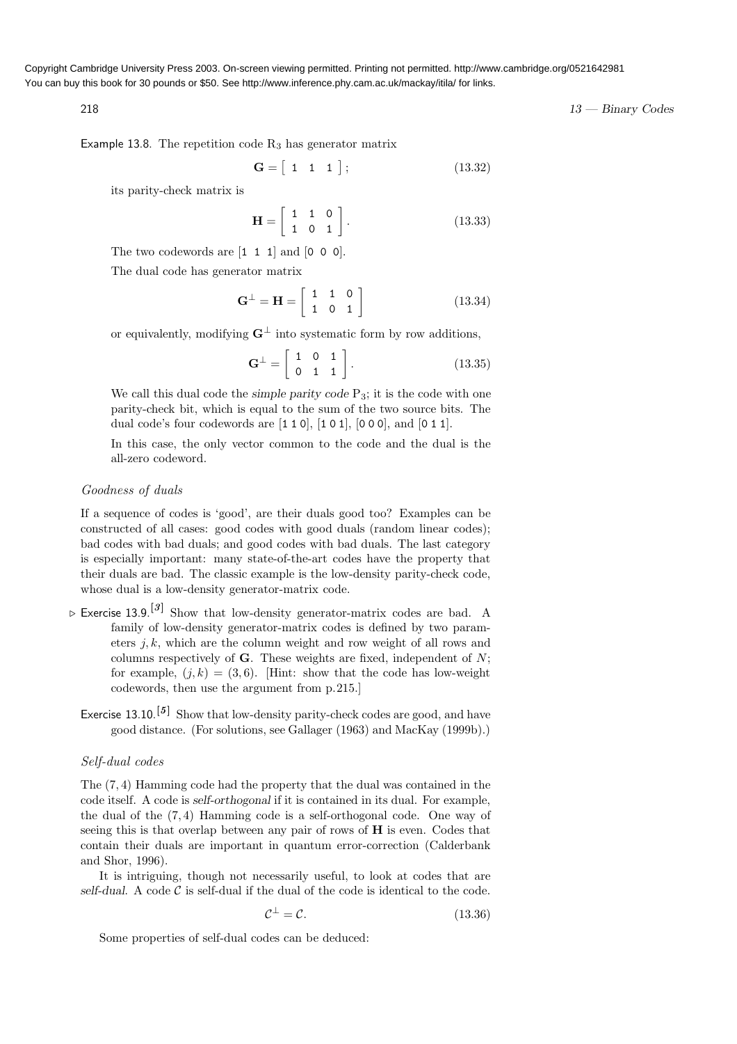Example 13.8. The repetition code $R_3$ has generator matrix

$$\mathbf{G} = \begin{bmatrix} 1 & 1 & 1 \end{bmatrix}; \tag{13.32}$$

its parity-check matrix is

$$\mathbf{H} = \begin{bmatrix} 1 & 1 & 0 \\ 1 & 0 & 1 \end{bmatrix}. \tag{13.33}$$

The two codewords are [1 1 1] and [0 0 0].

The dual code has generator matrix

$$\mathbf{G}^{\perp} = \mathbf{H} = \begin{bmatrix} 1 & 1 & 0 \\ 1 & 0 & 1 \end{bmatrix} \tag{13.34}$$

or equivalently, modifying $\mathbf{G}^{\perp}$ into systematic form by row additions,

$$\mathbf{G}^{\perp} = \begin{bmatrix} 1 & 0 & 1 \\ 0 & 1 & 1 \end{bmatrix}. \tag{13.35}$$

We call this dual code the *simple parity code* $P_3$; it is the code with one parity-check bit, which is equal to the sum of the two source bits. The dual code's four codewords are [1 1 0], [1 0 1], [0 0 0], and [0 1 1].

In this case, the only vector common to the code and the dual is the all-zero codeword.

### *Goodness of duals*

If a sequence of codes is 'good', are their duals good too? Examples can be constructed of all cases: good codes with good duals (random linear codes); bad codes with bad duals; and good codes with bad duals. The last category is especially important: many state-of-the-art codes have the property that their duals are bad. The classic example is the low-density parity-check code, whose dual is a low-density generator-matrix code.

▷ Exercise 13.9.[3] Show that low-density generator-matrix codes are bad. A family of low-density generator-matrix codes is defined by two parameters $j, k$, which are the column weight and row weight of all rows and columns respectively of $\mathbf{G}$. These weights are fixed, independent of $N$; for example, $(j, k) = (3, 6)$. [Hint: show that the code has low-weight codewords, then use the argument from p.215.]

Exercise 13.10.[5] Show that low-density parity-check codes are good, and have good distance. (For solutions, see Gallager (1963) and MacKay (1999b).)

### *Self-dual codes*

The $(7, 4)$ Hamming code had the property that the dual was contained in the code itself. A code is *self-orthogonal* if it is contained in its dual. For example, the dual of the $(7, 4)$ Hamming code is a self-orthogonal code. One way of seeing this is that overlap between any pair of rows of $\mathbf{H}$ is even. Codes that contain their duals are important in quantum error-correction (Calderbank and Shor, 1996).

It is intriguing, though not necessarily useful, to look at codes that are *self-dual*. A code $\mathcal{C}$ is self-dual if the dual of the code is identical to the code.

$$\mathcal{C}^{\perp} = \mathcal{C}. \tag{13.36}$$

Some properties of self-dual codes can be deduced: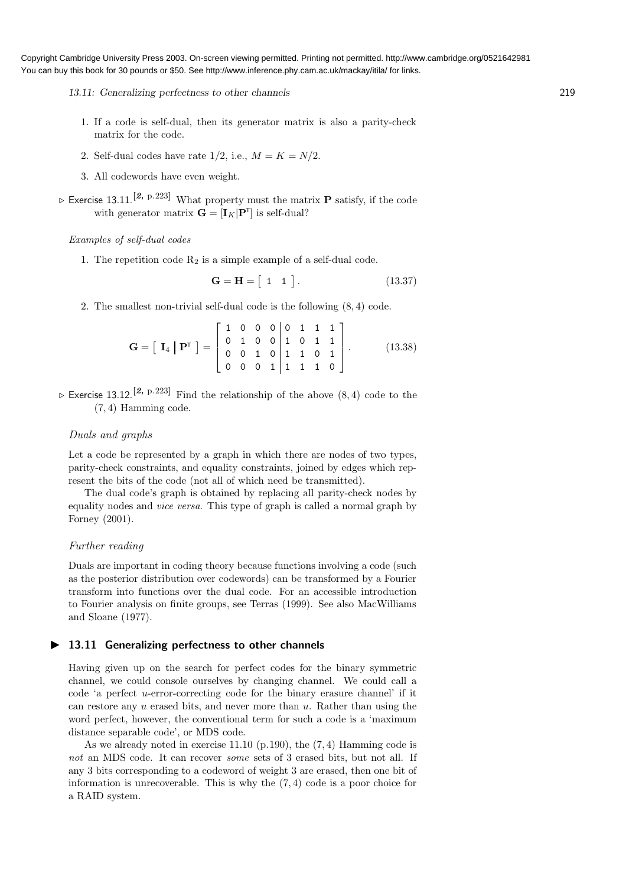1. If a code is self-dual, then its generator matrix is also a parity-check matrix for the code.

2. Self-dual codes have rate $1/2$, i.e., $M = K = N/2$.

3. All codewords have even weight.

▷ Exercise 13.11.[2, p.223] What property must the matrix $\mathbf{P}$ satisfy, if the code with generator matrix $\mathbf{G} = [\mathbf{I}_K|\mathbf{P}^{\mathsf{T}}]$ is self-dual?

*Examples of self-dual codes*

1. The repetition code $\mathrm{R}_2$ is a simple example of a self-dual code.

$$\mathbf{G} = \mathbf{H} = \left[ \begin{array}{cc} 1 & 1 \end{array} \right]. \tag{13.37}$$

2. The smallest non-trivial self-dual code is the following $(8,4)$ code.

$$\mathbf{G} = \left[ \begin{array}{c|c} \mathbf{I}_4 & \mathbf{P}^{\mathsf{T}} \end{array} \right] = \left[ \begin{array}{cccc|cccc} 1 & 0 & 0 & 0 & 0 & 1 & 1 & 1 \\ 0 & 1 & 0 & 0 & 1 & 0 & 1 & 1 \\ 0 & 0 & 1 & 0 & 1 & 1 & 0 & 1 \\ 0 & 0 & 0 & 1 & 1 & 1 & 1 & 0 \end{array} \right]. \tag{13.38}$$

▷ Exercise 13.12.[2, p.223] Find the relationship of the above $(8,4)$ code to the $(7,4)$ Hamming code.

*Duals and graphs*

Let a code be represented by a graph in which there are nodes of two types, parity-check constraints, and equality constraints, joined by edges which represent the bits of the code (not all of which need be transmitted).

The dual code's graph is obtained by replacing all parity-check nodes by equality nodes and *vice versa*. This type of graph is called a normal graph by Forney (2001).

*Further reading*

Duals are important in coding theory because functions involving a code (such as the posterior distribution over codewords) can be transformed by a Fourier transform into functions over the dual code. For an accessible introduction to Fourier analysis on finite groups, see Terras (1999). See also MacWilliams and Sloane (1977).

## 13.11 Generalizing perfectness to other channels

Having given up on the search for perfect codes for the binary symmetric channel, we could console ourselves by changing channel. We could call a code 'a perfect $u$-error-correcting code for the binary erasure channel' if it can restore any $u$ erased bits, and never more than $u$. Rather than using the word perfect, however, the conventional term for such a code is a 'maximum distance separable code', or MDS code.

As we already noted in exercise 11.10 (p.190), the $(7,4)$ Hamming code is *not* an MDS code. It can recover *some* sets of 3 erased bits, but not all. If any 3 bits corresponding to a codeword of weight 3 are erased, then one bit of information is unrecoverable. This is why the $(7,4)$ code is a poor choice for a RAID system.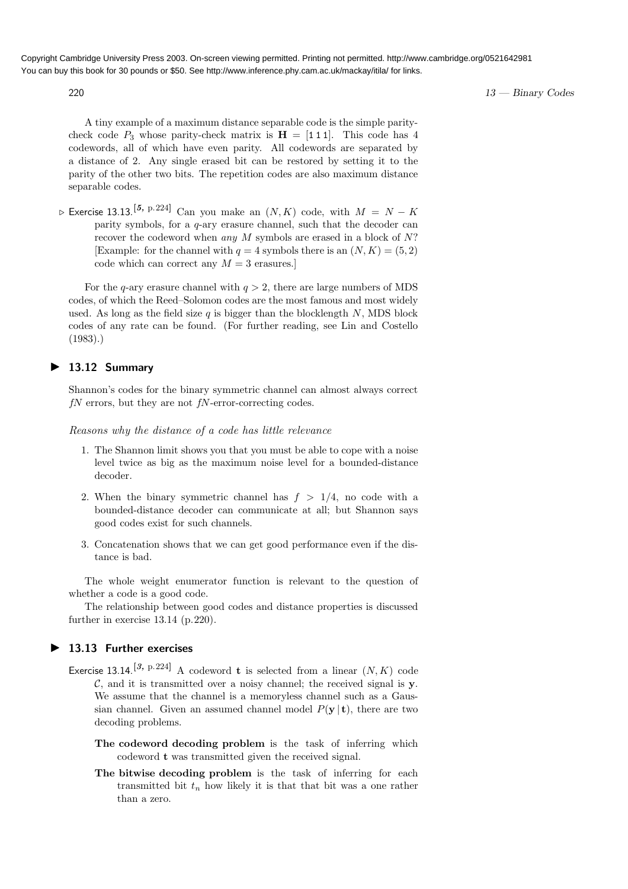A tiny example of a maximum distance separable code is the simple parity-check code $P_3$ whose parity-check matrix is $\mathbf{H} = [1\,1\,1]$. This code has 4 codewords, all of which have even parity. All codewords are separated by a distance of 2. Any single erased bit can be restored by setting it to the parity of the other two bits. The repetition codes are also maximum distance separable codes.

▷ Exercise 13.13.[5, p.224] Can you make an $(N, K)$ code, with $M = N - K$ parity symbols, for a $q$-ary erasure channel, such that the decoder can recover the codeword when *any* $M$ symbols are erased in a block of $N$? [Example: for the channel with $q = 4$ symbols there is an $(N, K) = (5, 2)$ code which can correct any $M = 3$ erasures.]

For the $q$-ary erasure channel with $q > 2$, there are large numbers of MDS codes, of which the Reed–Solomon codes are the most famous and most widely used. As long as the field size $q$ is bigger than the blocklength $N$, MDS block codes of any rate can be found. (For further reading, see Lin and Costello (1983).)

## 13.12 Summary

Shannon's codes for the binary symmetric channel can almost always correct $fN$ errors, but they are not $fN$-error-correcting codes.

*Reasons why the distance of a code has little relevance*

1. The Shannon limit shows you that you must be able to cope with a noise level twice as big as the maximum noise level for a bounded-distance decoder.
2. When the binary symmetric channel has $f > 1/4$, no code with a bounded-distance decoder can communicate at all; but Shannon says good codes exist for such channels.
3. Concatenation shows that we can get good performance even if the distance is bad.

The whole weight enumerator function is relevant to the question of whether a code is a good code.

The relationship between good codes and distance properties is discussed further in exercise 13.14 (p.220).

## 13.13 Further exercises

Exercise 13.14.[3, p.224] A codeword $\mathbf{t}$ is selected from a linear $(N, K)$ code $\mathcal{C}$, and it is transmitted over a noisy channel; the received signal is $\mathbf{y}$. We assume that the channel is a memoryless channel such as a Gaussian channel. Given an assumed channel model $P(\mathbf{y} \,|\, \mathbf{t})$, there are two decoding problems.

**The codeword decoding problem** is the task of inferring which codeword $\mathbf{t}$ was transmitted given the received signal.

**The bitwise decoding problem** is the task of inferring for each transmitted bit $t_n$ how likely it is that that bit was a one rather than a zero.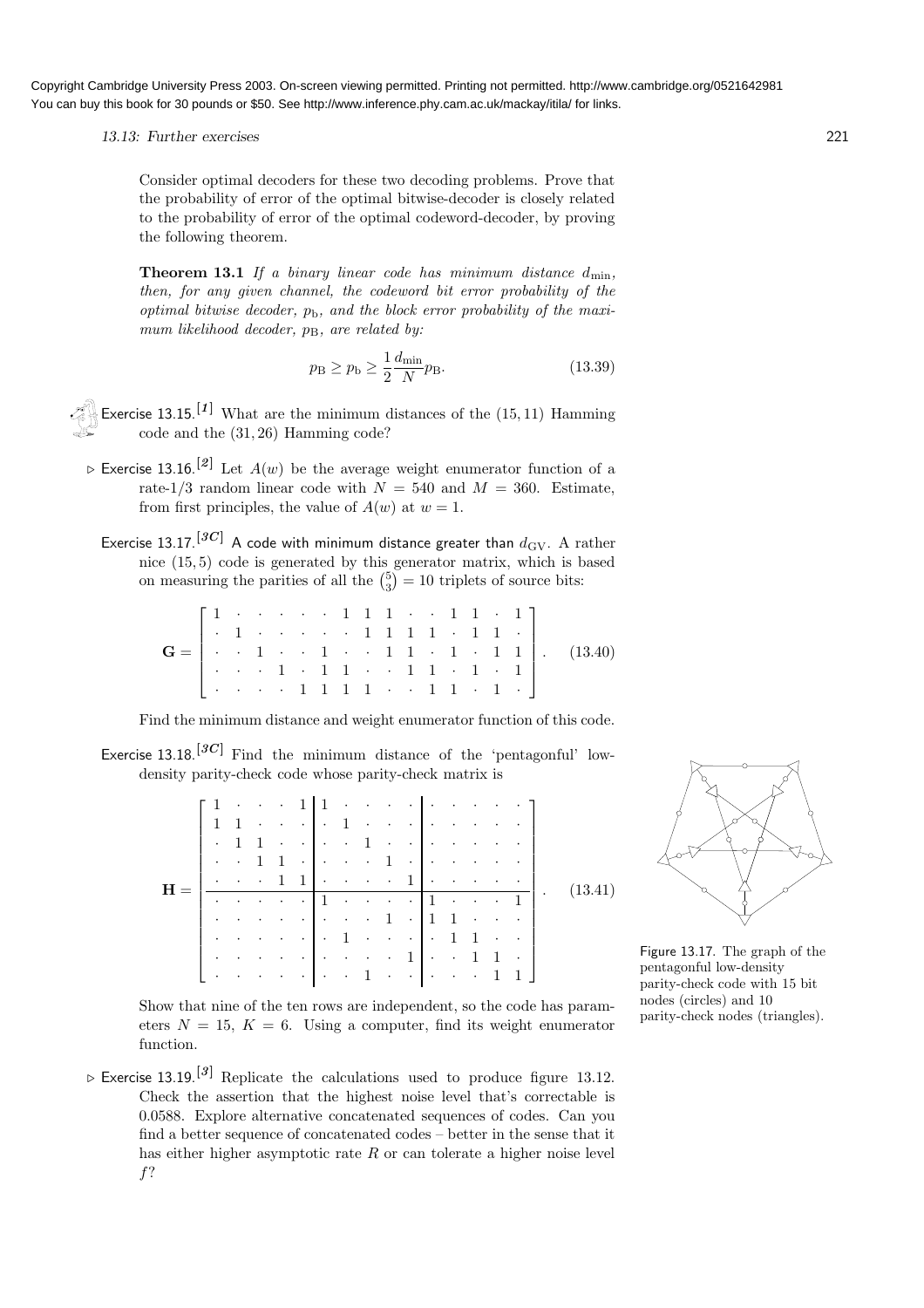Consider optimal decoders for these two decoding problems. Prove that the probability of error of the optimal bitwise-decoder is closely related to the probability of error of the optimal codeword-decoder, by proving the following theorem.

**Theorem 13.1** *If a binary linear code has minimum distance $d_{\min}$, then, for any given channel, the codeword bit error probability of the optimal bitwise decoder, $p_{\rm b}$, and the block error probability of the maximum likelihood decoder, $p_{\rm B}$, are related by:*

$$p_{\rm B} \geq p_{\rm b} \geq \frac{1}{2}\frac{d_{\min}}{N} p_{\rm B}. \tag{13.39}$$

Exercise 13.15.[1] What are the minimum distances of the $(15, 11)$ Hamming code and the $(31, 26)$ Hamming code?

▷ Exercise 13.16.[2] Let $A(w)$ be the average weight enumerator function of a rate-1/3 random linear code with $N = 540$ and $M = 360$. Estimate, from first principles, the value of $A(w)$ at $w = 1$.

Exercise 13.17.[3C] A code with minimum distance greater than $d_{\rm GV}$. A rather nice $(15, 5)$ code is generated by this generator matrix, which is based on measuring the parities of all the $\binom{5}{3} = 10$ triplets of source bits:

$$\mathbf{G} = \left[\begin{array}{ccccccccccccccc}
1 & \cdot & \cdot & \cdot & \cdot & \cdot & 1 & 1 & 1 & \cdot & \cdot & 1 & 1 & \cdot & 1 \\
\cdot & 1 & \cdot & \cdot & \cdot & \cdot & \cdot & 1 & 1 & 1 & 1 & \cdot & 1 & 1 & \cdot \\
\cdot & \cdot & 1 & \cdot & \cdot & 1 & \cdot & \cdot & 1 & 1 & \cdot & 1 & \cdot & 1 & 1 \\
\cdot & \cdot & \cdot & 1 & \cdot & 1 & 1 & \cdot & \cdot & 1 & 1 & \cdot & 1 & \cdot & 1 \\
\cdot & \cdot & \cdot & \cdot & 1 & 1 & 1 & 1 & \cdot & \cdot & 1 & 1 & \cdot & 1 & \cdot
\end{array}\right]. \tag{13.40}$$

Find the minimum distance and weight enumerator function of this code.

Exercise 13.18.[3C] Find the minimum distance of the 'pentagonful' low-density parity-check code whose parity-check matrix is

$$\mathbf{H} = \left[\begin{array}{ccccc|ccccc|ccccc}
1 & \cdot & \cdot & \cdot & 1 & 1 & \cdot & \cdot & \cdot & \cdot & \cdot & \cdot & \cdot & \cdot & \cdot \\
1 & 1 & \cdot & \cdot & \cdot & \cdot & 1 & \cdot & \cdot & \cdot & \cdot & \cdot & \cdot & \cdot & \cdot \\
\cdot & 1 & 1 & \cdot & \cdot & \cdot & \cdot & 1 & \cdot & \cdot & \cdot & \cdot & \cdot & \cdot & \cdot \\
\cdot & \cdot & 1 & 1 & \cdot & \cdot & \cdot & \cdot & 1 & \cdot & \cdot & \cdot & \cdot & \cdot & \cdot \\
\cdot & \cdot & \cdot & 1 & 1 & \cdot & \cdot & \cdot & \cdot & 1 & \cdot & \cdot & \cdot & \cdot & \cdot \\
\hline
\cdot & \cdot & \cdot & \cdot & \cdot & 1 & \cdot & \cdot & \cdot & \cdot & 1 & \cdot & \cdot & \cdot & 1 \\
\cdot & \cdot & \cdot & \cdot & \cdot & \cdot & \cdot & \cdot & 1 & \cdot & 1 & 1 & \cdot & \cdot & \cdot \\
\cdot & \cdot & \cdot & \cdot & \cdot & \cdot & 1 & \cdot & \cdot & \cdot & \cdot & 1 & 1 & \cdot & \cdot \\
\cdot & \cdot & \cdot & \cdot & \cdot & \cdot & \cdot & \cdot & \cdot & 1 & \cdot & \cdot & 1 & 1 & \cdot \\
\cdot & \cdot & \cdot & \cdot & \cdot & \cdot & \cdot & 1 & \cdot & \cdot & \cdot & \cdot & \cdot & 1 & 1
\end{array}\right]. \tag{13.41}$$

Figure 13.17. The graph of the pentagonful low-density parity-check code with 15 bit nodes (circles) and 10 parity-check nodes (triangles).

Show that nine of the ten rows are independent, so the code has parameters $N = 15$, $K = 6$. Using a computer, find its weight enumerator function.

▷ Exercise 13.19.[3] Replicate the calculations used to produce figure 13.12. Check the assertion that the highest noise level that's correctable is 0.0588. Explore alternative concatenated sequences of codes. Can you find a better sequence of concatenated codes – better in the sense that it has either higher asymptotic rate $R$ or can tolerate a higher noise level $f$?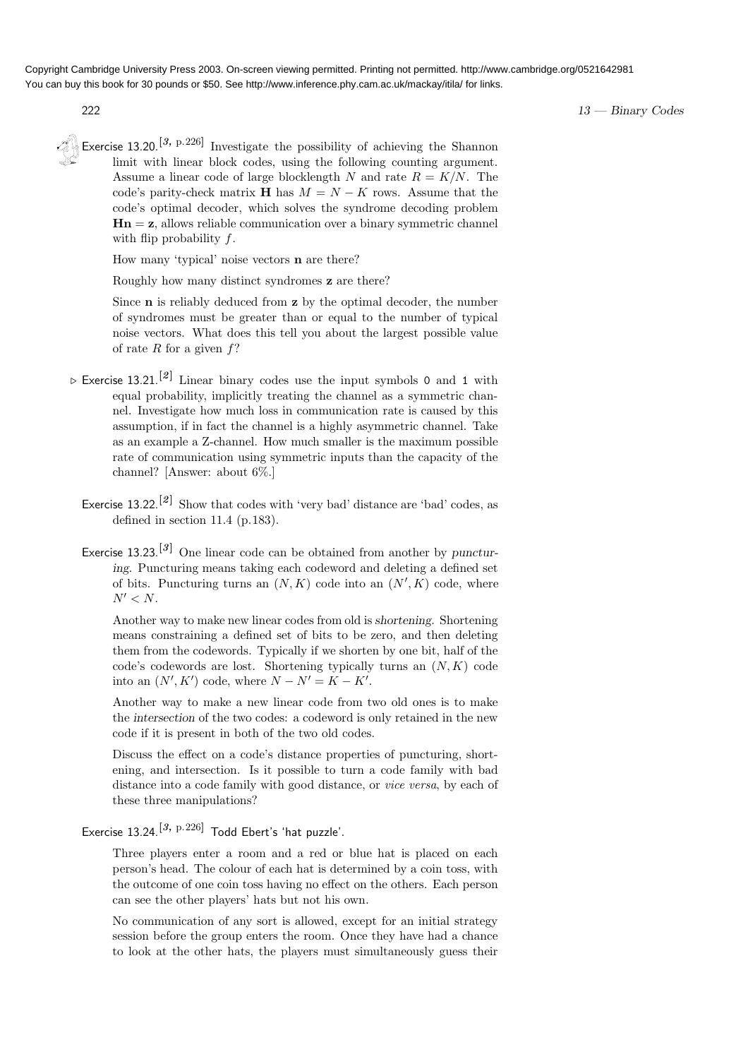Copyright Cambridge University Press 2003. On-screen viewing permitted. Printing not permitted. http://www.cambridge.org/0521642981
You can buy this book for 30 pounds or $50. See http://www.inference.phy.cam.ac.uk/mackay/itila/ for links.

Exercise 13.20.[3, p.226] Investigate the possibility of achieving the Shannon limit with linear block codes, using the following counting argument. Assume a linear code of large blocklength $N$ and rate $R = K/N$. The code's parity-check matrix $\mathbf{H}$ has $M = N - K$ rows. Assume that the code's optimal decoder, which solves the syndrome decoding problem $\mathbf{Hn} = \mathbf{z}$, allows reliable communication over a binary symmetric channel with flip probability $f$.

How many 'typical' noise vectors $\mathbf{n}$ are there?

Roughly how many distinct syndromes $\mathbf{z}$ are there?

Since $\mathbf{n}$ is reliably deduced from $\mathbf{z}$ by the optimal decoder, the number of syndromes must be greater than or equal to the number of typical noise vectors. What does this tell you about the largest possible value of rate $R$ for a given $f$?

▷ Exercise 13.21.[2] Linear binary codes use the input symbols 0 and 1 with equal probability, implicitly treating the channel as a symmetric channel. Investigate how much loss in communication rate is caused by this assumption, if in fact the channel is a highly asymmetric channel. Take as an example a Z-channel. How much smaller is the maximum possible rate of communication using symmetric inputs than the capacity of the channel? [Answer: about 6%.]

Exercise 13.22.[2] Show that codes with 'very bad' distance are 'bad' codes, as defined in section 11.4 (p.183).

Exercise 13.23.[3] One linear code can be obtained from another by *puncturing*. Puncturing means taking each codeword and deleting a defined set of bits. Puncturing turns an $(N, K)$ code into an $(N', K)$ code, where $N' < N$.

Another way to make new linear codes from old is *shortening*. Shortening means constraining a defined set of bits to be zero, and then deleting them from the codewords. Typically if we shorten by one bit, half of the code's codewords are lost. Shortening typically turns an $(N, K)$ code into an $(N', K')$ code, where $N - N' = K - K'$.

Another way to make a new linear code from two old ones is to make the *intersection* of the two codes: a codeword is only retained in the new code if it is present in both of the two old codes.

Discuss the effect on a code's distance properties of puncturing, shortening, and intersection. Is it possible to turn a code family with bad distance into a code family with good distance, or *vice versa*, by each of these three manipulations?

Exercise 13.24.[3, p.226] Todd Ebert's 'hat puzzle'.

Three players enter a room and a red or blue hat is placed on each person's head. The colour of each hat is determined by a coin toss, with the outcome of one coin toss having no effect on the others. Each person can see the other players' hats but not his own.

No communication of any sort is allowed, except for an initial strategy session before the group enters the room. Once they have had a chance to look at the other hats, the players must simultaneously guess their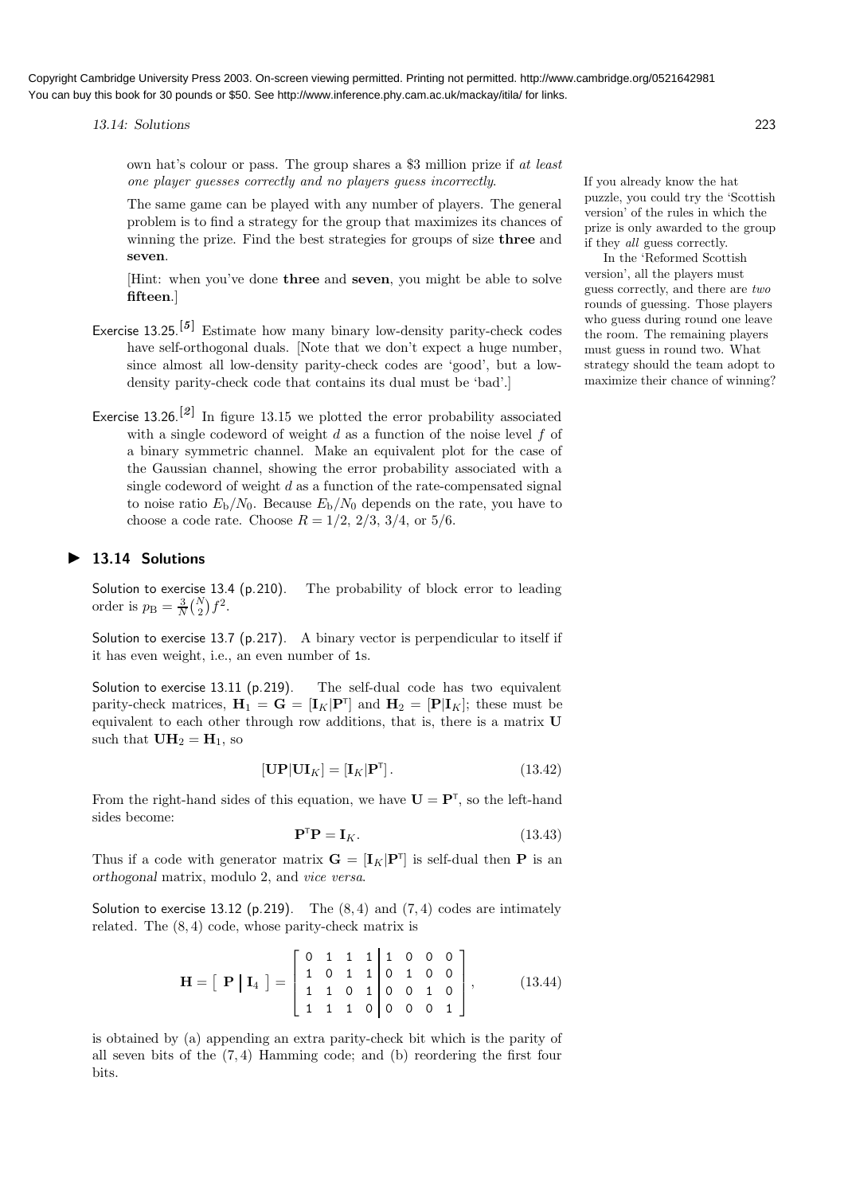own hat's colour or pass. The group shares a \$3 million prize if *at least one player guesses correctly and no players guess incorrectly*.

The same game can be played with any number of players. The general problem is to find a strategy for the group that maximizes its chances of winning the prize. Find the best strategies for groups of size **three** and **seven**.

[Hint: when you've done **three** and **seven**, you might be able to solve **fifteen**.]

If you already know the hat puzzle, you could try the 'Scottish version' of the rules in which the prize is only awarded to the group if they *all* guess correctly.

In the 'Reformed Scottish version', all the players must guess correctly, and there are *two* rounds of guessing. Those players who guess during round one leave the room. The remaining players must guess in round two. What strategy should the team adopt to maximize their chance of winning?

Exercise 13.25.[5] Estimate how many binary low-density parity-check codes have self-orthogonal duals. [Note that we don't expect a huge number, since almost all low-density parity-check codes are 'good', but a low-density parity-check code that contains its dual must be 'bad'.]

Exercise 13.26.[2] In figure 13.15 we plotted the error probability associated with a single codeword of weight $d$ as a function of the noise level $f$ of a binary symmetric channel. Make an equivalent plot for the case of the Gaussian channel, showing the error probability associated with a single codeword of weight $d$ as a function of the rate-compensated signal to noise ratio $E_b/N_0$. Because $E_b/N_0$ depends on the rate, you have to choose a code rate. Choose $R = 1/2$, $2/3$, $3/4$, or $5/6$.

## ▶ 13.14 Solutions

Solution to exercise 13.4 (p.210). The probability of block error to leading order is $p_B = \frac{3}{N}\binom{N}{2} f^2$.

Solution to exercise 13.7 (p.217). A binary vector is perpendicular to itself if it has even weight, i.e., an even number of 1s.

Solution to exercise 13.11 (p.219). The self-dual code has two equivalent parity-check matrices, $\mathbf{H}_1 = \mathbf{G} = [\mathbf{I}_K|\mathbf{P}^{\mathsf{T}}]$ and $\mathbf{H}_2 = [\mathbf{P}|\mathbf{I}_K]$; these must be equivalent to each other through row additions, that is, there is a matrix $\mathbf{U}$ such that $\mathbf{U}\mathbf{H}_2 = \mathbf{H}_1$, so

$$[\mathbf{U}\mathbf{P}|\mathbf{U}\mathbf{I}_K] = [\mathbf{I}_K|\mathbf{P}^{\mathsf{T}}]. \tag{13.42}$$

From the right-hand sides of this equation, we have $\mathbf{U} = \mathbf{P}^{\mathsf{T}}$, so the left-hand sides become:

$$\mathbf{P}^{\mathsf{T}}\mathbf{P} = \mathbf{I}_K. \tag{13.43}$$

Thus if a code with generator matrix $\mathbf{G} = [\mathbf{I}_K|\mathbf{P}^{\mathsf{T}}]$ is self-dual then $\mathbf{P}$ is an *orthogonal* matrix, modulo 2, and *vice versa*.

Solution to exercise 13.12 (p.219). The $(8,4)$ and $(7,4)$ codes are intimately related. The $(8,4)$ code, whose parity-check matrix is

$$\mathbf{H} = \left[\ \mathbf{P}\ \middle|\ \mathbf{I}_4\ \right] = \left[\begin{array}{cccc|cccc} 0 & 1 & 1 & 1 & 1 & 0 & 0 & 0 \\ 1 & 0 & 1 & 1 & 0 & 1 & 0 & 0 \\ 1 & 1 & 0 & 1 & 0 & 0 & 1 & 0 \\ 1 & 1 & 1 & 0 & 0 & 0 & 0 & 1 \end{array}\right], \tag{13.44}$$

is obtained by (a) appending an extra parity-check bit which is the parity of all seven bits of the $(7,4)$ Hamming code; and (b) reordering the first four bits.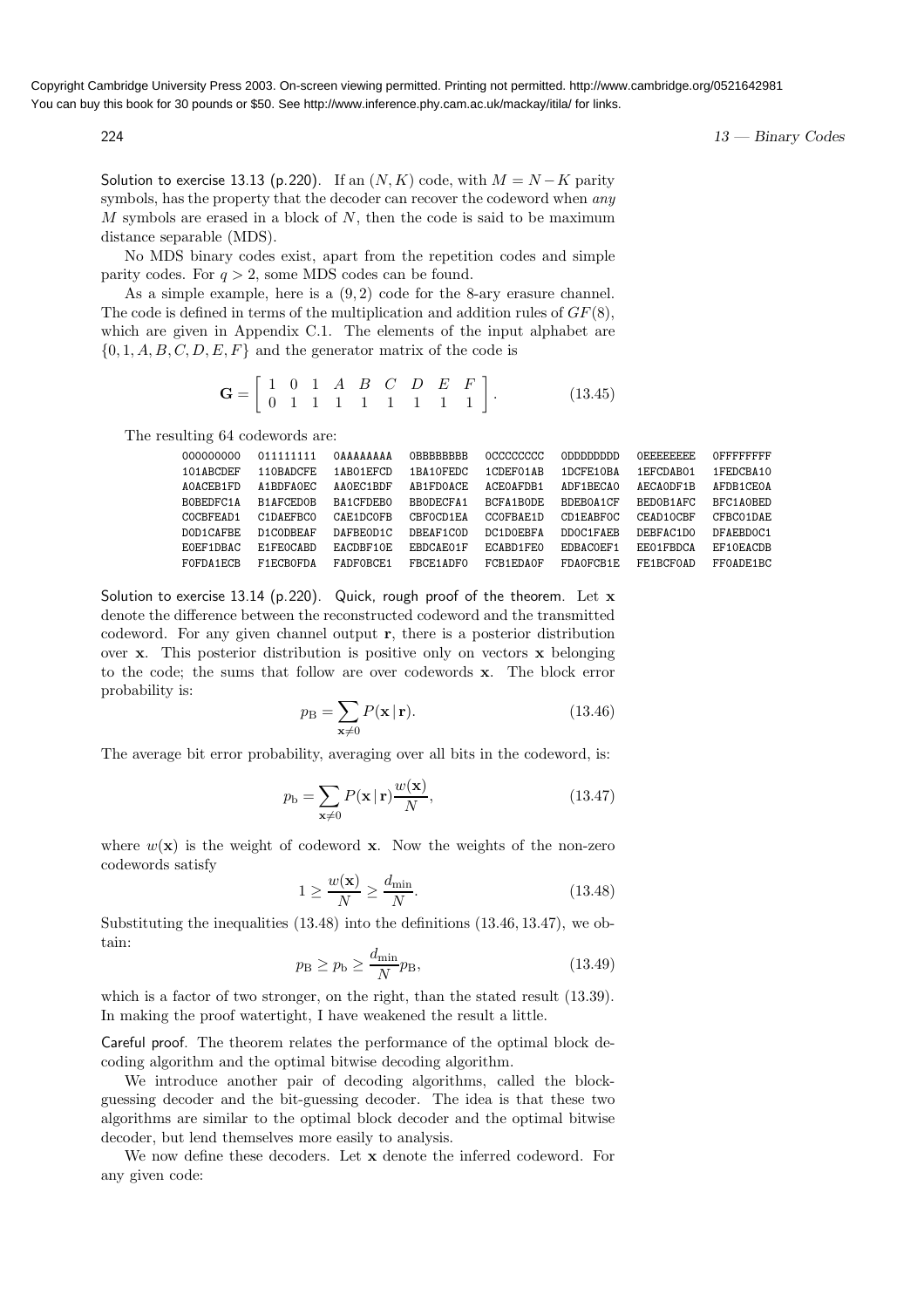Solution to exercise 13.13 (p.220). If an $(N, K)$ code, with $M = N - K$ parity symbols, has the property that the decoder can recover the codeword when *any* $M$ symbols are erased in a block of $N$, then the code is said to be maximum distance separable (MDS).

No MDS binary codes exist, apart from the repetition codes and simple parity codes. For $q > 2$, some MDS codes can be found.

As a simple example, here is a $(9, 2)$ code for the 8-ary erasure channel. The code is defined in terms of the multiplication and addition rules of $GF(8)$, which are given in Appendix C.1. The elements of the input alphabet are $\{0, 1, A, B, C, D, E, F\}$ and the generator matrix of the code is

$$\mathbf{G} = \begin{bmatrix} 1 & 0 & 1 & A & B & C & D & E & F \\ 0 & 1 & 1 & 1 & 1 & 1 & 1 & 1 & 1 \end{bmatrix}. \tag{13.45}$$

The resulting 64 codewords are:

```
000000000  011111111  0AAAAAAAA  0BBBBBBBB  0CCCCCCCC  0DDDDDDDD  0EEEEEEEE  0FFFFFFFF
101ABCDEF  110BADCFE  1AB01EFCD  1BA10FEDC  1CDEF01AB  1DCFE10BA  1EFCDAB01  1FEDCBA10
A0ACEB1FD  A1BDFA0EC  AA0EC1BDF  AB1FD0ACE  ACE0AFDB1  ADF1BECA0  AECA0DF1B  AFDB1CE0A
B0BEDFC1A  B1AFCED0B  BA1CFDEB0  BB0DECFA1  BCFA1B0DE  BDEB0A1CF  BED0B1AFC  BFC1A0BED
C0CBFEAD1  C1DAEFBC0  CAE1DC0FB  CBF0CD1EA  CC0FBAE1D  CD1EABF0C  CEAD10CBF  CFBC01DAE
D0D1CAFBE  D1C0DBEAF  DAFBE0D1C  DBEAF1C0D  DC1D0EBFA  DD0C1FAEB  DEBFAC1D0  DFAEBD0C1
E0EF1DBAC  E1FE0CABD  EACDBF10E  EBDCAE01F  ECABD1FE0  EDBAC0EF1  EE01FBDCA  EF10EACDB
F0FDA1ECB  F1ECB0FDA  FADF0BCE1  FBCE1ADF0  FCB1EDA0F  FDA0FCB1E  FE1BCF0AD  FF0ADE1BC
```

Solution to exercise 13.14 (p.220). Quick, rough proof of the theorem. Let $\mathbf{x}$ denote the difference between the reconstructed codeword and the transmitted codeword. For any given channel output $\mathbf{r}$, there is a posterior distribution over $\mathbf{x}$. This posterior distribution is positive only on vectors $\mathbf{x}$ belonging to the code; the sums that follow are over codewords $\mathbf{x}$. The block error probability is:

$$p_{\mathrm{B}} = \sum_{\mathbf{x} \neq 0} P(\mathbf{x} \,|\, \mathbf{r}). \tag{13.46}$$

The average bit error probability, averaging over all bits in the codeword, is:

$$p_{\mathrm{b}} = \sum_{\mathbf{x} \neq 0} P(\mathbf{x} \,|\, \mathbf{r}) \frac{w(\mathbf{x})}{N}, \tag{13.47}$$

where $w(\mathbf{x})$ is the weight of codeword $\mathbf{x}$. Now the weights of the non-zero codewords satisfy

$$1 \geq \frac{w(\mathbf{x})}{N} \geq \frac{d_{\min}}{N}. \tag{13.48}$$

Substituting the inequalities (13.48) into the definitions (13.46, 13.47), we obtain:

$$p_{\mathrm{B}} \geq p_{\mathrm{b}} \geq \frac{d_{\min}}{N} p_{\mathrm{B}}, \tag{13.49}$$

which is a factor of two stronger, on the right, than the stated result (13.39). In making the proof watertight, I have weakened the result a little.

Careful proof. The theorem relates the performance of the optimal block decoding algorithm and the optimal bitwise decoding algorithm.

We introduce another pair of decoding algorithms, called the block-guessing decoder and the bit-guessing decoder. The idea is that these two algorithms are similar to the optimal block decoder and the optimal bitwise decoder, but lend themselves more easily to analysis.

We now define these decoders. Let $\mathbf{x}$ denote the inferred codeword. For any given code: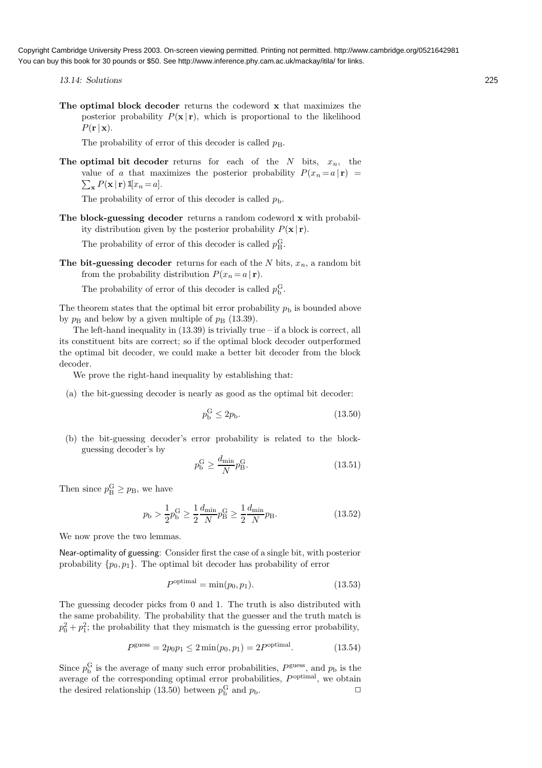**The optimal block decoder** returns the codeword $\mathbf{x}$ that maximizes the posterior probability $P(\mathbf{x} \mid \mathbf{r})$, which is proportional to the likelihood $P(\mathbf{r} \mid \mathbf{x})$.

The probability of error of this decoder is called $p_{\rm B}$.

**The optimal bit decoder** returns for each of the $N$ bits, $x_n$, the value of $a$ that maximizes the posterior probability $P(x_n = a \mid \mathbf{r}) = \sum_{\mathbf{x}} P(\mathbf{x} \mid \mathbf{r}) \, \mathbb{1}[x_n = a]$.

The probability of error of this decoder is called $p_{\rm b}$.

**The block-guessing decoder** returns a random codeword $\mathbf{x}$ with probability distribution given by the posterior probability $P(\mathbf{x} \mid \mathbf{r})$.

The probability of error of this decoder is called $p_{\rm B}^{\rm G}$.

**The bit-guessing decoder** returns for each of the $N$ bits, $x_n$, a random bit from the probability distribution $P(x_n = a \mid \mathbf{r})$.

The probability of error of this decoder is called $p_{\rm b}^{\rm G}$.

The theorem states that the optimal bit error probability $p_{\rm b}$ is bounded above by $p_{\rm B}$ and below by a given multiple of $p_{\rm B}$ (13.39).

The left-hand inequality in (13.39) is trivially true – if a block is correct, all its constituent bits are correct; so if the optimal block decoder outperformed the optimal bit decoder, we could make a better bit decoder from the block decoder.

We prove the right-hand inequality by establishing that:

(a) the bit-guessing decoder is nearly as good as the optimal bit decoder:

$$p_{\rm b}^{\rm G} \leq 2 p_{\rm b}. \tag{13.50}$$

(b) the bit-guessing decoder's error probability is related to the block-guessing decoder's by

$$p_{\rm b}^{\rm G} \geq \frac{d_{\min}}{N} p_{\rm B}^{\rm G}. \tag{13.51}$$

Then since $p_{\rm B}^{\rm G} \geq p_{\rm B}$, we have

$$p_{\rm b} > \frac{1}{2} p_{\rm b}^{\rm G} \geq \frac{1}{2} \frac{d_{\min}}{N} p_{\rm B}^{\rm G} \geq \frac{1}{2} \frac{d_{\min}}{N} p_{\rm B}. \tag{13.52}$$

We now prove the two lemmas.

Near-optimality of guessing: Consider first the case of a single bit, with posterior probability $\{p_0, p_1\}$. The optimal bit decoder has probability of error

$$P^{\rm optimal} = \min(p_0, p_1). \tag{13.53}$$

The guessing decoder picks from 0 and 1. The truth is also distributed with the same probability. The probability that the guesser and the truth match is $p_0^2 + p_1^2$; the probability that they mismatch is the guessing error probability,

$$P^{\rm guess} = 2 p_0 p_1 \leq 2 \min(p_0, p_1) = 2 P^{\rm optimal}. \tag{13.54}$$

Since $p_{\rm b}^{\rm G}$ is the average of many such error probabilities, $P^{\rm guess}$, and $p_{\rm b}$ is the average of the corresponding optimal error probabilities, $P^{\rm optimal}$, we obtain the desired relationship (13.50) between $p_{\rm b}^{\rm G}$ and $p_{\rm b}$. $\square$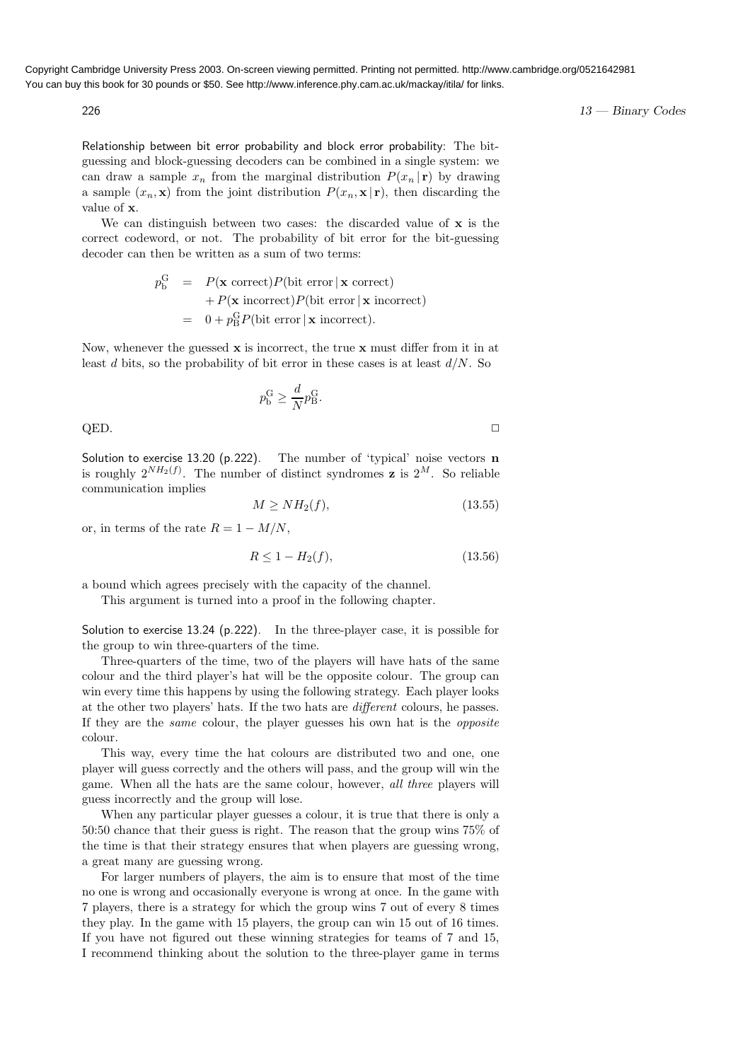Relationship between bit error probability and block error probability: The bit-guessing and block-guessing decoders can be combined in a single system: we can draw a sample $x_n$ from the marginal distribution $P(x_n \,|\, \mathbf{r})$ by drawing a sample $(x_n, \mathbf{x})$ from the joint distribution $P(x_n, \mathbf{x} \,|\, \mathbf{r})$, then discarding the value of $\mathbf{x}$.

We can distinguish between two cases: the discarded value of $\mathbf{x}$ is the correct codeword, or not. The probability of bit error for the bit-guessing decoder can then be written as a sum of two terms:

$$\begin{aligned} p_{\rm b}^{\rm G} &= P(\mathbf{x} \text{ correct}) P(\text{bit error} \,|\, \mathbf{x} \text{ correct}) \\ &\quad + P(\mathbf{x} \text{ incorrect}) P(\text{bit error} \,|\, \mathbf{x} \text{ incorrect}) \\ &= 0 + p_{\rm B}^{\rm G} P(\text{bit error} \,|\, \mathbf{x} \text{ incorrect}). \end{aligned}$$

Now, whenever the guessed $\mathbf{x}$ is incorrect, the true $\mathbf{x}$ must differ from it in at least $d$ bits, so the probability of bit error in these cases is at least $d/N$. So

$$p_{\rm b}^{\rm G} \geq \frac{d}{N} p_{\rm B}^{\rm G}.$$

QED. □

Solution to exercise 13.20 (p.222). The number of 'typical' noise vectors $\mathbf{n}$ is roughly $2^{NH_2(f)}$. The number of distinct syndromes $\mathbf{z}$ is $2^M$. So reliable communication implies

$$M \geq NH_2(f), \tag{13.55}$$

or, in terms of the rate $R = 1 - M/N$,

$$R \leq 1 - H_2(f), \tag{13.56}$$

a bound which agrees precisely with the capacity of the channel.

This argument is turned into a proof in the following chapter.

Solution to exercise 13.24 (p.222). In the three-player case, it is possible for the group to win three-quarters of the time.

Three-quarters of the time, two of the players will have hats of the same colour and the third player's hat will be the opposite colour. The group can win every time this happens by using the following strategy. Each player looks at the other two players' hats. If the two hats are *different* colours, he passes. If they are the *same* colour, the player guesses his own hat is the *opposite* colour.

This way, every time the hat colours are distributed two and one, one player will guess correctly and the others will pass, and the group will win the game. When all the hats are the same colour, however, *all three* players will guess incorrectly and the group will lose.

When any particular player guesses a colour, it is true that there is only a 50:50 chance that their guess is right. The reason that the group wins 75% of the time is that their strategy ensures that when players are guessing wrong, a great many are guessing wrong.

For larger numbers of players, the aim is to ensure that most of the time no one is wrong and occasionally everyone is wrong at once. In the game with 7 players, there is a strategy for which the group wins 7 out of every 8 times they play. In the game with 15 players, the group can win 15 out of 16 times. If you have not figured out these winning strategies for teams of 7 and 15, I recommend thinking about the solution to the three-player game in terms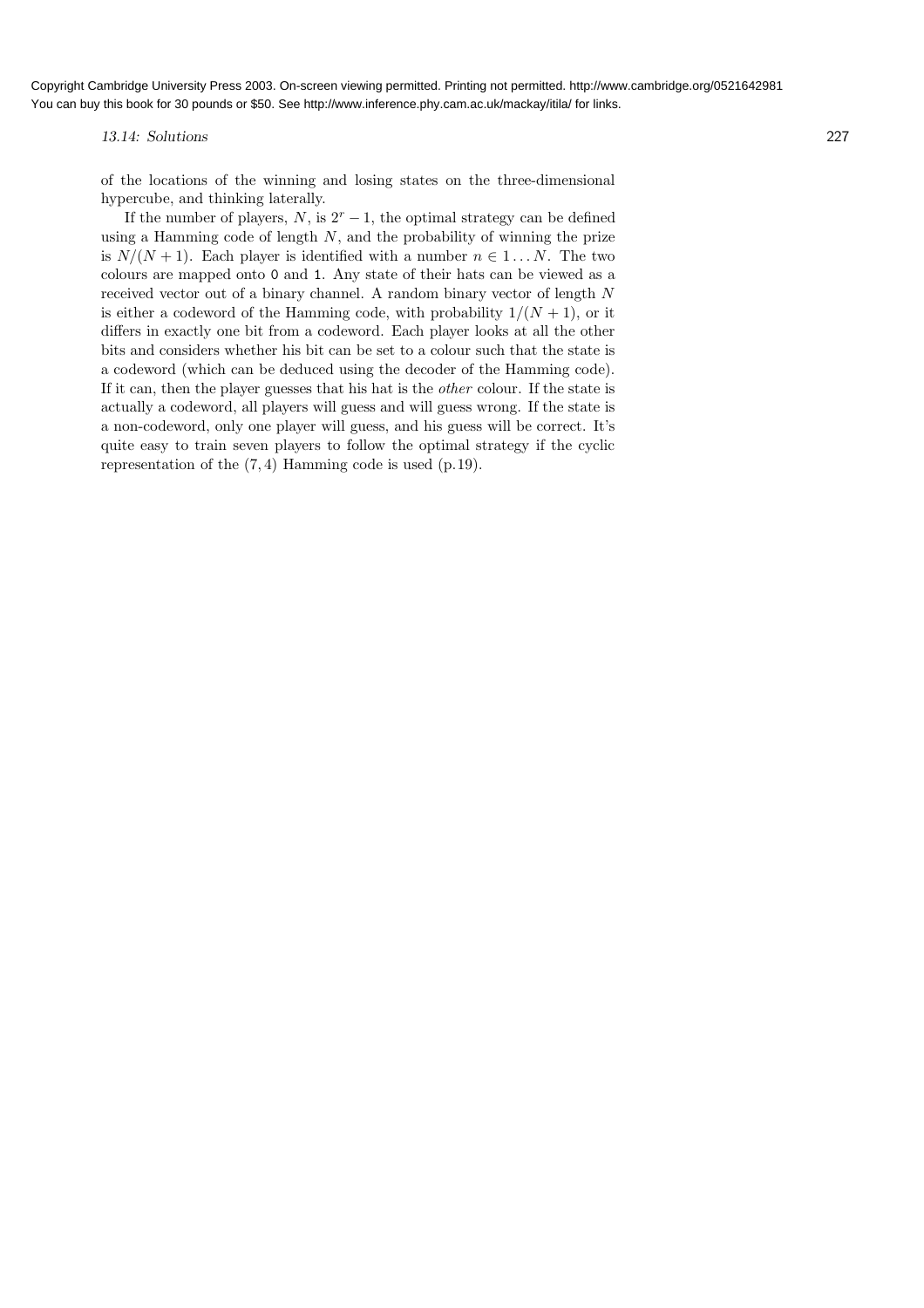of the locations of the winning and losing states on the three-dimensional hypercube, and thinking laterally.

If the number of players, $N$, is $2^r - 1$, the optimal strategy can be defined using a Hamming code of length $N$, and the probability of winning the prize is $N/(N+1)$. Each player is identified with a number $n \in 1 \ldots N$. The two colours are mapped onto 0 and 1. Any state of their hats can be viewed as a received vector out of a binary channel. A random binary vector of length $N$ is either a codeword of the Hamming code, with probability $1/(N+1)$, or it differs in exactly one bit from a codeword. Each player looks at all the other bits and considers whether his bit can be set to a colour such that the state is a codeword (which can be deduced using the decoder of the Hamming code). If it can, then the player guesses that his hat is the *other* colour. If the state is actually a codeword, all players will guess and will guess wrong. If the state is a non-codeword, only one player will guess, and his guess will be correct. It's quite easy to train seven players to follow the optimal strategy if the cyclic representation of the $(7, 4)$ Hamming code is used (p.19).